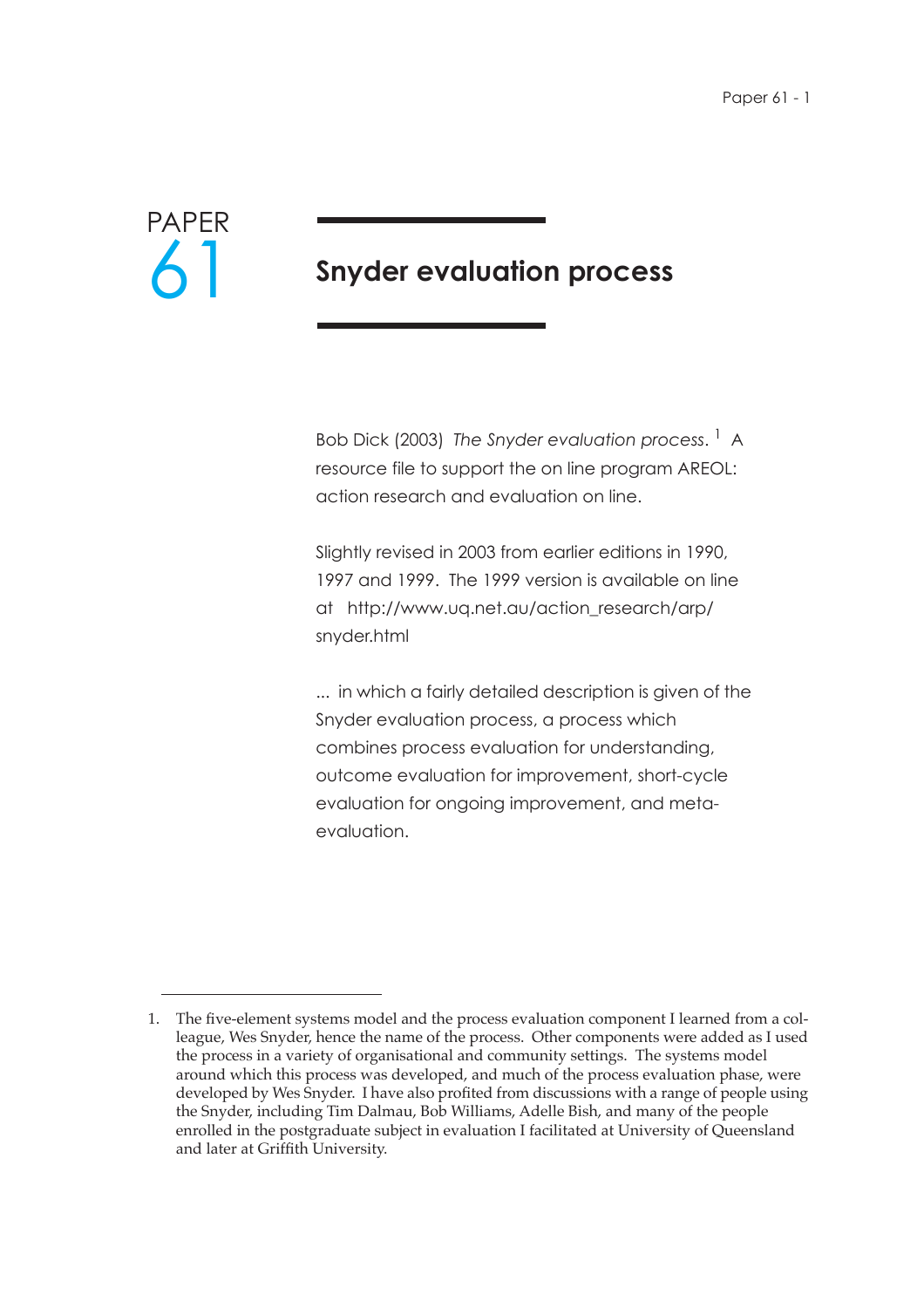# PAPER 61

## Snyder evaluation process

Bob Dick (2003) *The Snyder evaluation process*.[1] A resource file to support the on line program AREOL: action research and evaluation on line.

Slightly revised in 2003 from earlier editions in 1990, 1997 and 1999. The 1999 version is available on line at http://www.uq.net.au/action_research/arp/snyder.html

... in which a fairly detailed description is given of the Snyder evaluation process, a process which combines process evaluation for understanding, outcome evaluation for improvement, short-cycle evaluation for ongoing improvement, and meta-evaluation.

---

1. The five-element systems model and the process evaluation component I learned from a colleague, Wes Snyder, hence the name of the process. Other components were added as I used the process in a variety of organisational and community settings. The systems model around which this process was developed, and much of the process evaluation phase, were developed by Wes Snyder. I have also profited from discussions with a range of people using the Snyder, including Tim Dalmau, Bob Williams, Adelle Bish, and many of the people enrolled in the postgraduate subject in evaluation I facilitated at University of Queensland and later at Griffith University.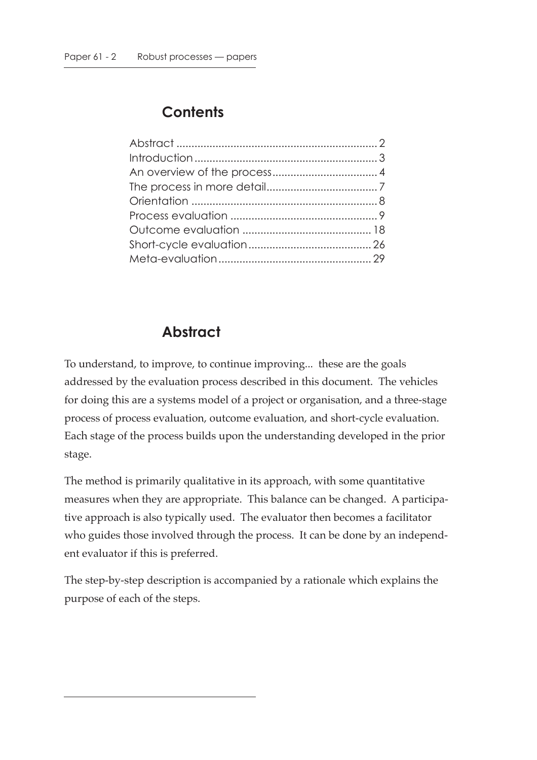## Contents

| | |
|---|---|
| Abstract | 2 |
| Introduction | 3 |
| An overview of the process | 4 |
| The process in more detail | 7 |
| Orientation | 8 |
| Process evaluation | 9 |
| Outcome evaluation | 18 |
| Short-cycle evaluation | 26 |
| Meta-evaluation | 29 |

## Abstract

To understand, to improve, to continue improving... these are the goals addressed by the evaluation process described in this document. The vehicles for doing this are a systems model of a project or organisation, and a three-stage process of process evaluation, outcome evaluation, and short-cycle evaluation. Each stage of the process builds upon the understanding developed in the prior stage.

The method is primarily qualitative in its approach, with some quantitative measures when they are appropriate. This balance can be changed. A participative approach is also typically used. The evaluator then becomes a facilitator who guides those involved through the process. It can be done by an independent evaluator if this is preferred.

The step-by-step description is accompanied by a rationale which explains the purpose of each of the steps.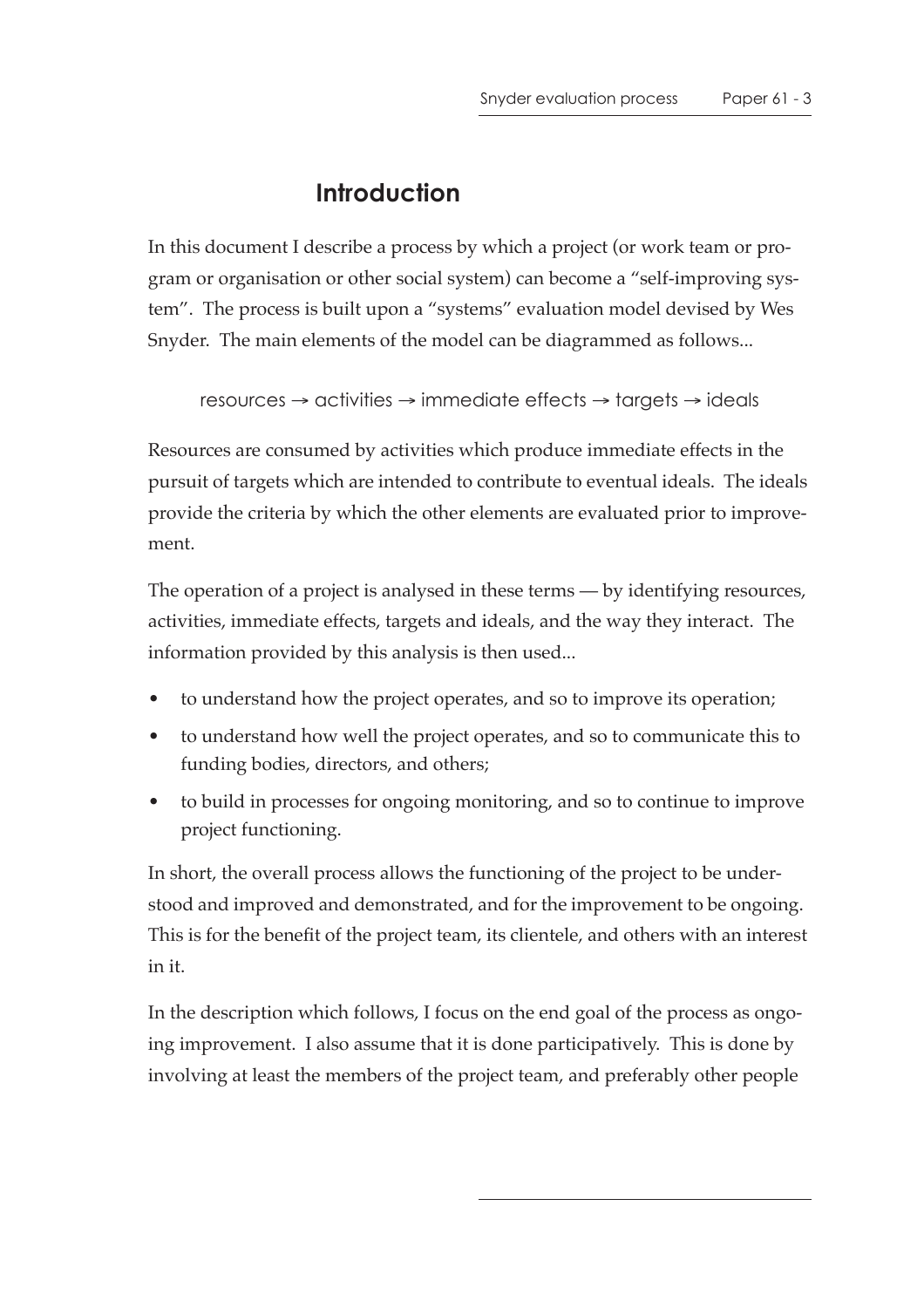# Introduction

In this document I describe a process by which a project (or work team or program or organisation or other social system) can become a "self-improving system". The process is built upon a "systems" evaluation model devised by Wes Snyder. The main elements of the model can be diagrammed as follows...

resources → activities → immediate effects → targets → ideals

Resources are consumed by activities which produce immediate effects in the pursuit of targets which are intended to contribute to eventual ideals. The ideals provide the criteria by which the other elements are evaluated prior to improvement.

The operation of a project is analysed in these terms — by identifying resources, activities, immediate effects, targets and ideals, and the way they interact. The information provided by this analysis is then used...

- to understand how the project operates, and so to improve its operation;
- to understand how well the project operates, and so to communicate this to funding bodies, directors, and others;
- to build in processes for ongoing monitoring, and so to continue to improve project functioning.

In short, the overall process allows the functioning of the project to be understood and improved and demonstrated, and for the improvement to be ongoing. This is for the benefit of the project team, its clientele, and others with an interest in it.

In the description which follows, I focus on the end goal of the process as ongoing improvement. I also assume that it is done participatively. This is done by involving at least the members of the project team, and preferably other people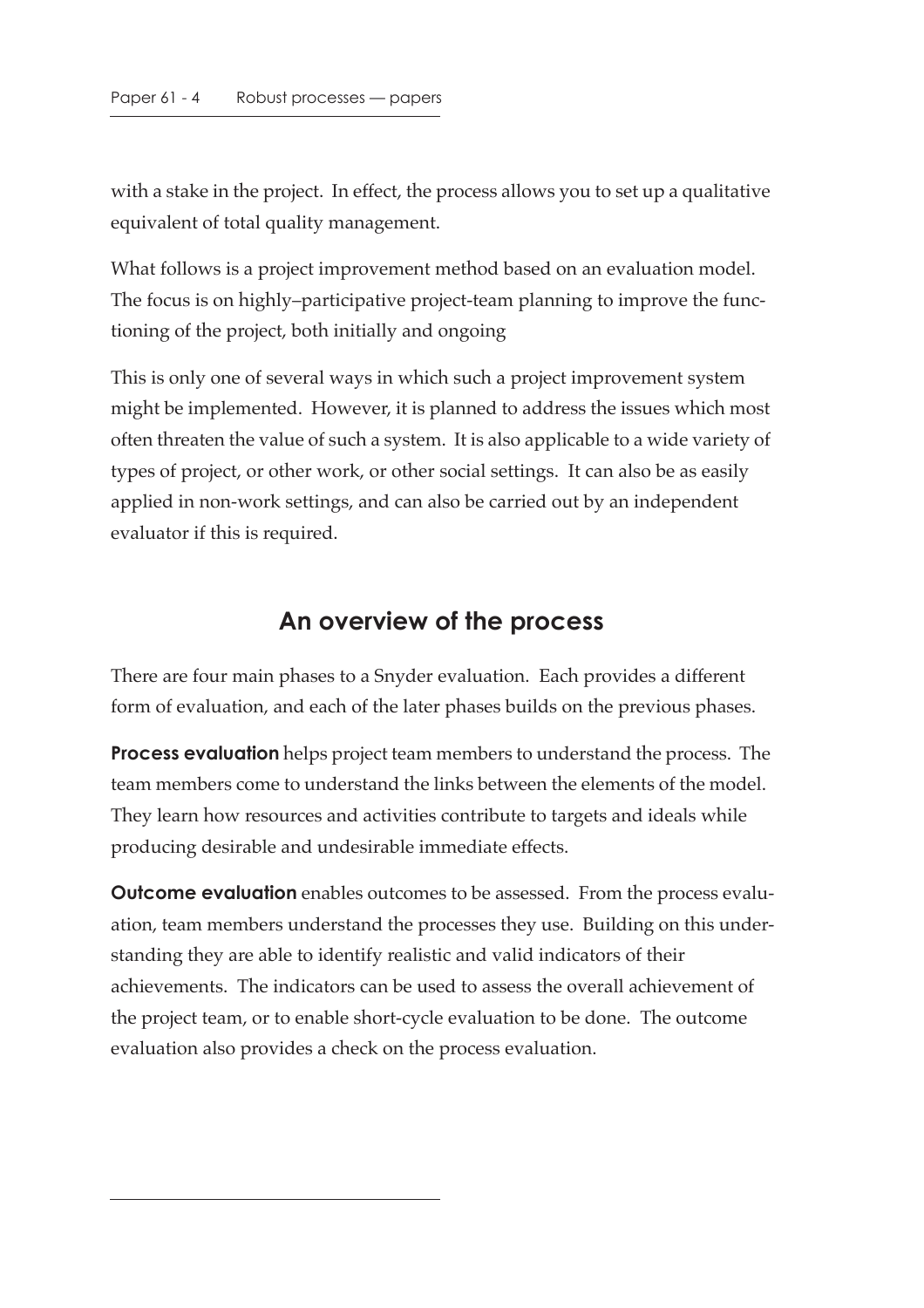with a stake in the project. In effect, the process allows you to set up a qualitative equivalent of total quality management.

What follows is a project improvement method based on an evaluation model. The focus is on highly–participative project-team planning to improve the functioning of the project, both initially and ongoing

This is only one of several ways in which such a project improvement system might be implemented. However, it is planned to address the issues which most often threaten the value of such a system. It is also applicable to a wide variety of types of project, or other work, or other social settings. It can also be as easily applied in non-work settings, and can also be carried out by an independent evaluator if this is required.

## An overview of the process

There are four main phases to a Snyder evaluation. Each provides a different form of evaluation, and each of the later phases builds on the previous phases.

**Process evaluation** helps project team members to understand the process. The team members come to understand the links between the elements of the model. They learn how resources and activities contribute to targets and ideals while producing desirable and undesirable immediate effects.

**Outcome evaluation** enables outcomes to be assessed. From the process evaluation, team members understand the processes they use. Building on this understanding they are able to identify realistic and valid indicators of their achievements. The indicators can be used to assess the overall achievement of the project team, or to enable short-cycle evaluation to be done. The outcome evaluation also provides a check on the process evaluation.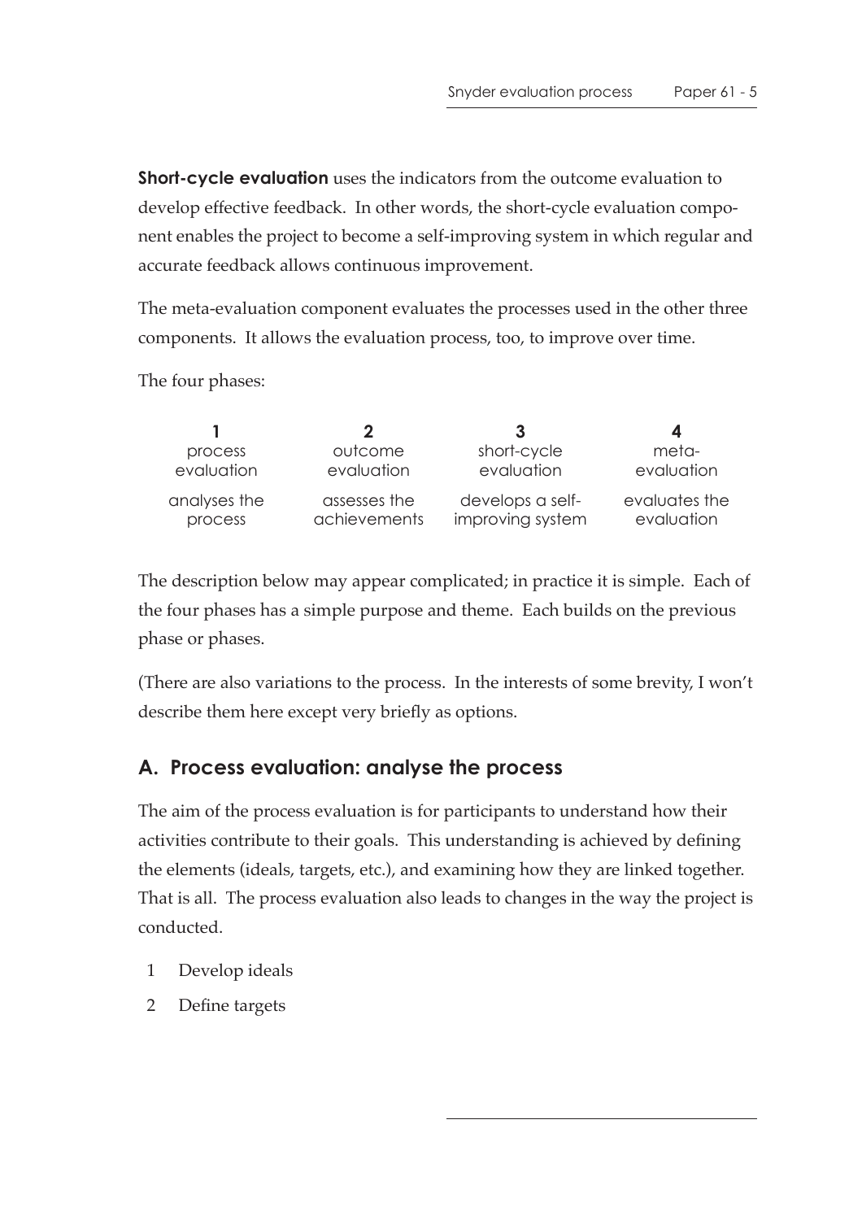**Short-cycle evaluation** uses the indicators from the outcome evaluation to develop effective feedback. In other words, the short-cycle evaluation component enables the project to become a self-improving system in which regular and accurate feedback allows continuous improvement.

The meta-evaluation component evaluates the processes used in the other three components. It allows the evaluation process, too, to improve over time.

The four phases:

| 1 | 2 | 3 | 4 |
|---|---|---|---|
| process evaluation | outcome evaluation | short-cycle evaluation | meta-evaluation |
| analyses the process | assesses the achievements | develops a self-improving system | evaluates the evaluation |

The description below may appear complicated; in practice it is simple. Each of the four phases has a simple purpose and theme. Each builds on the previous phase or phases.

(There are also variations to the process. In the interests of some brevity, I won't describe them here except very briefly as options.

## A. Process evaluation: analyse the process

The aim of the process evaluation is for participants to understand how their activities contribute to their goals. This understanding is achieved by defining the elements (ideals, targets, etc.), and examining how they are linked together. That is all. The process evaluation also leads to changes in the way the project is conducted.

1 Develop ideals

2 Define targets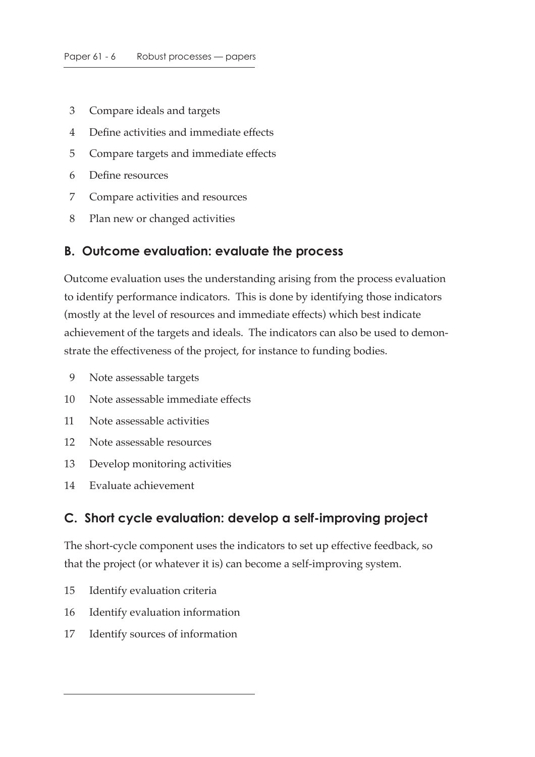3. Compare ideals and targets
4. Define activities and immediate effects
5. Compare targets and immediate effects
6. Define resources
7. Compare activities and resources
8. Plan new or changed activities

## B. Outcome evaluation: evaluate the process

Outcome evaluation uses the understanding arising from the process evaluation to identify performance indicators. This is done by identifying those indicators (mostly at the level of resources and immediate effects) which best indicate achievement of the targets and ideals. The indicators can also be used to demonstrate the effectiveness of the project, for instance to funding bodies.

9. Note assessable targets
10. Note assessable immediate effects
11. Note assessable activities
12. Note assessable resources
13. Develop monitoring activities
14. Evaluate achievement

## C. Short cycle evaluation: develop a self-improving project

The short-cycle component uses the indicators to set up effective feedback, so that the project (or whatever it is) can become a self-improving system.

15. Identify evaluation criteria
16. Identify evaluation information
17. Identify sources of information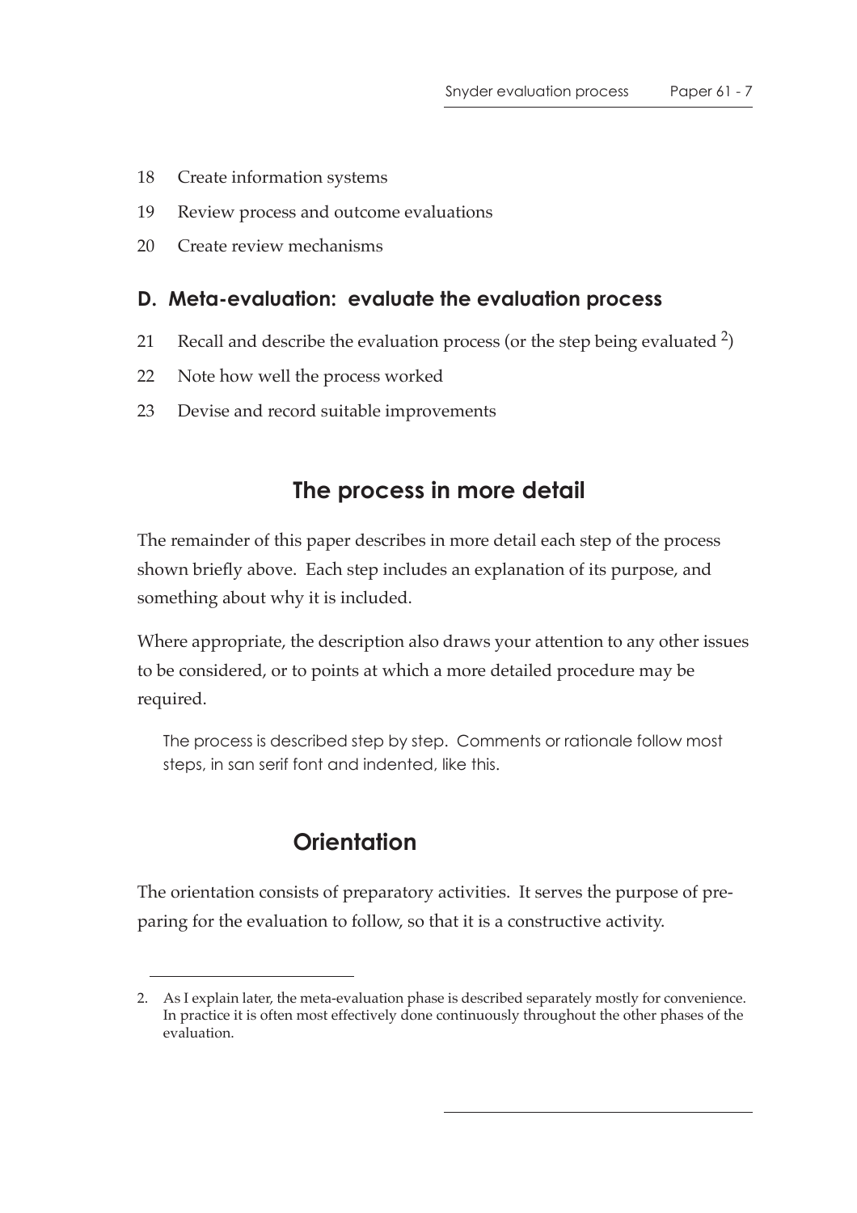18 Create information systems

19 Review process and outcome evaluations

20 Create review mechanisms

### D. Meta-evaluation: evaluate the evaluation process

21 Recall and describe the evaluation process (or the step being evaluated [2])

22 Note how well the process worked

23 Devise and record suitable improvements

## The process in more detail

The remainder of this paper describes in more detail each step of the process shown briefly above. Each step includes an explanation of its purpose, and something about why it is included.

Where appropriate, the description also draws your attention to any other issues to be considered, or to points at which a more detailed procedure may be required.

> The process is described step by step. Comments or rationale follow most steps, in san serif font and indented, like this.

## Orientation

The orientation consists of preparatory activities. It serves the purpose of preparing for the evaluation to follow, so that it is a constructive activity.

---

2. As I explain later, the meta-evaluation phase is described separately mostly for convenience. In practice it is often most effectively done continuously throughout the other phases of the evaluation.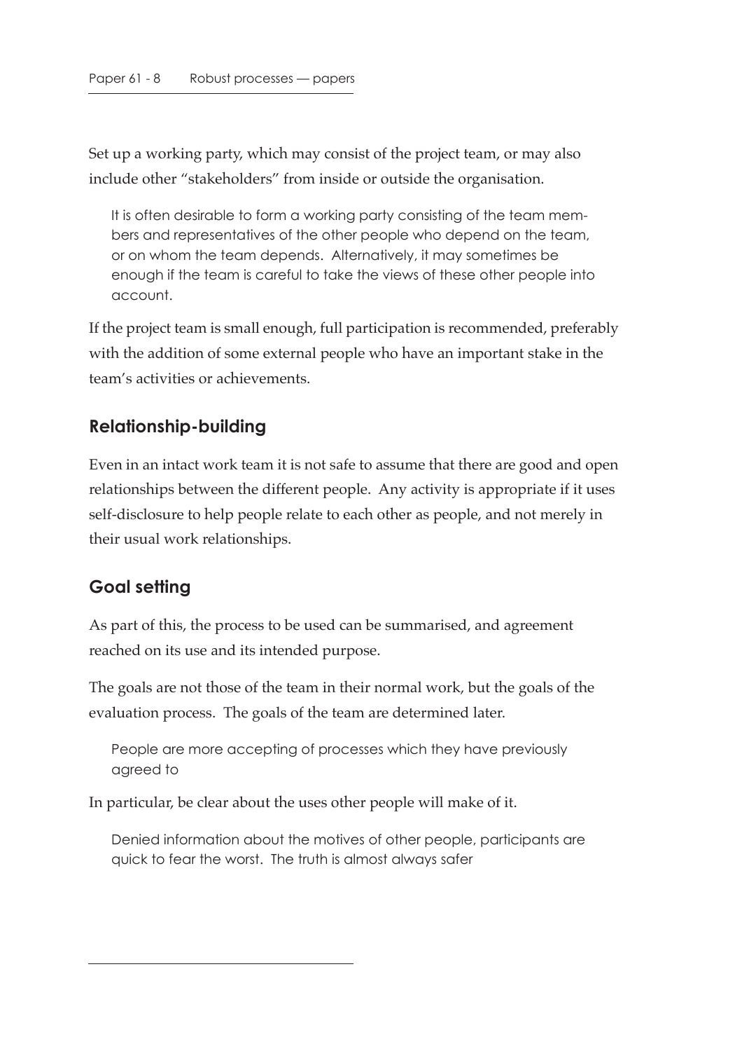Set up a working party, which may consist of the project team, or may also include other "stakeholders" from inside or outside the organisation.

> It is often desirable to form a working party consisting of the team members and representatives of the other people who depend on the team, or on whom the team depends. Alternatively, it may sometimes be enough if the team is careful to take the views of these other people into account.

If the project team is small enough, full participation is recommended, preferably with the addition of some external people who have an important stake in the team's activities or achievements.

## Relationship-building

Even in an intact work team it is not safe to assume that there are good and open relationships between the different people. Any activity is appropriate if it uses self-disclosure to help people relate to each other as people, and not merely in their usual work relationships.

## Goal setting

As part of this, the process to be used can be summarised, and agreement reached on its use and its intended purpose.

The goals are not those of the team in their normal work, but the goals of the evaluation process. The goals of the team are determined later.

> People are more accepting of processes which they have previously agreed to

In particular, be clear about the uses other people will make of it.

> Denied information about the motives of other people, participants are quick to fear the worst. The truth is almost always safer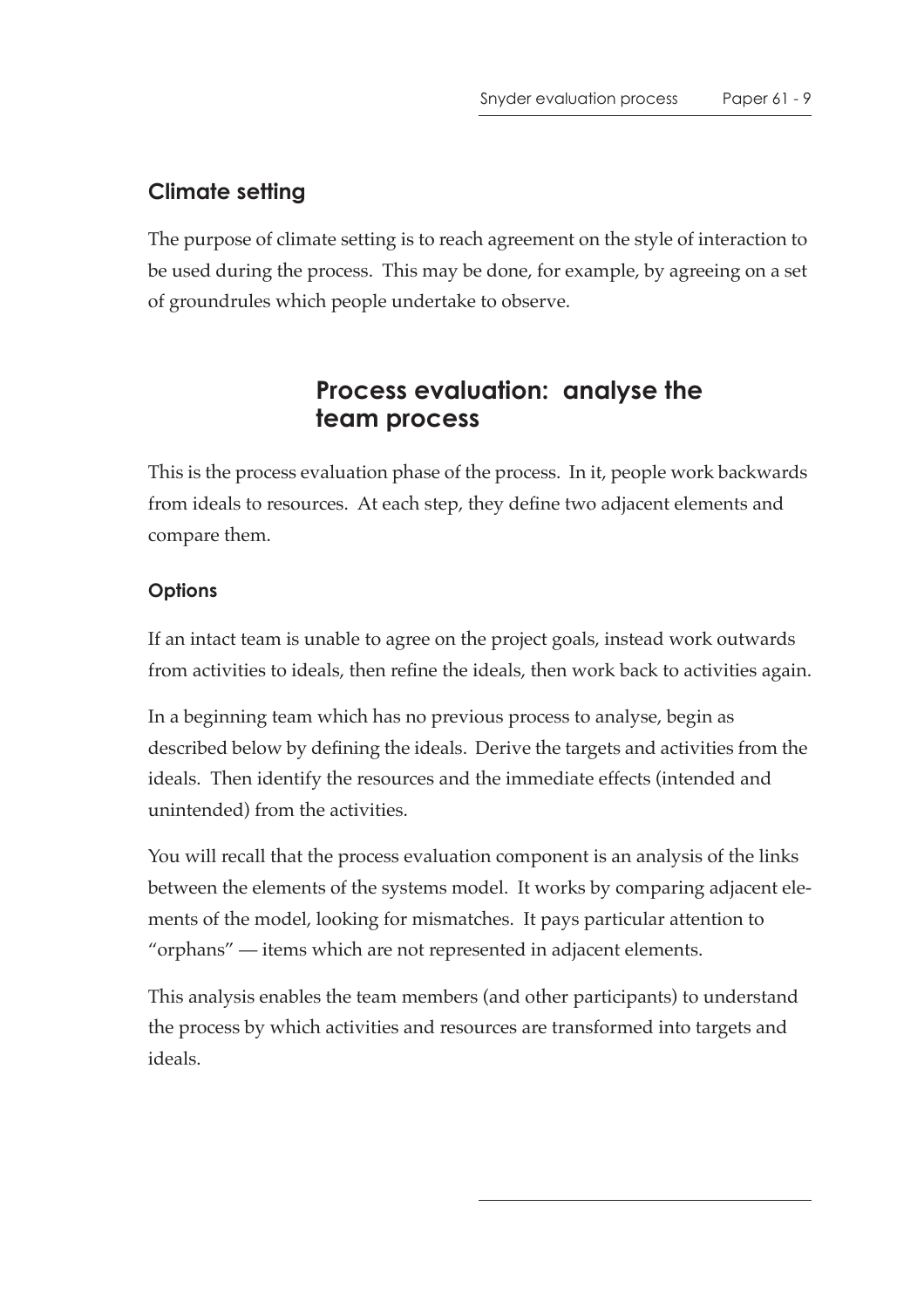## Climate setting

The purpose of climate setting is to reach agreement on the style of interaction to be used during the process. This may be done, for example, by agreeing on a set of groundrules which people undertake to observe.

# Process evaluation: analyse the team process

This is the process evaluation phase of the process. In it, people work backwards from ideals to resources. At each step, they define two adjacent elements and compare them.

### Options

If an intact team is unable to agree on the project goals, instead work outwards from activities to ideals, then refine the ideals, then work back to activities again.

In a beginning team which has no previous process to analyse, begin as described below by defining the ideals. Derive the targets and activities from the ideals. Then identify the resources and the immediate effects (intended and unintended) from the activities.

You will recall that the process evaluation component is an analysis of the links between the elements of the systems model. It works by comparing adjacent elements of the model, looking for mismatches. It pays particular attention to "orphans" — items which are not represented in adjacent elements.

This analysis enables the team members (and other participants) to understand the process by which activities and resources are transformed into targets and ideals.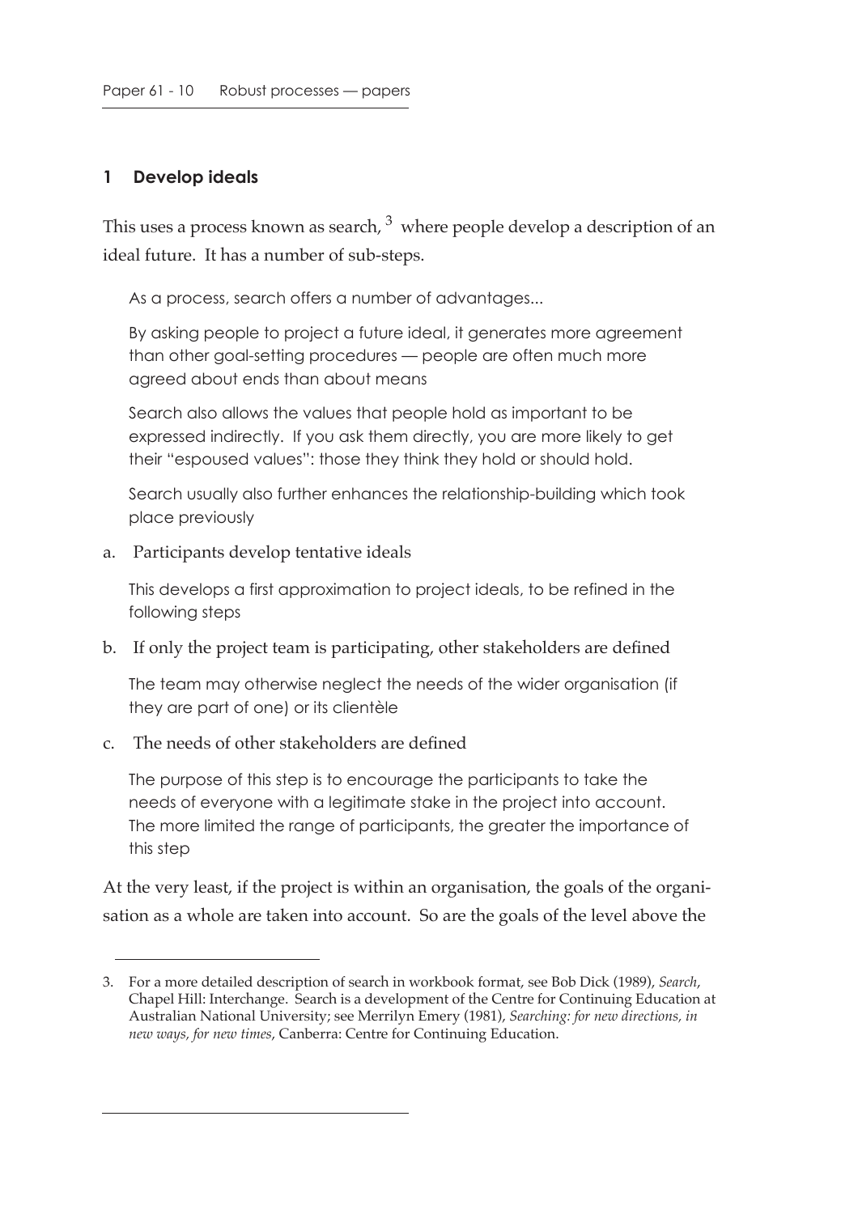## 1 Develop ideals

This uses a process known as search,[3] where people develop a description of an ideal future. It has a number of sub-steps.

> As a process, search offers a number of advantages...
>
> By asking people to project a future ideal, it generates more agreement than other goal-setting procedures — people are often much more agreed about ends than about means
>
> Search also allows the values that people hold as important to be expressed indirectly. If you ask them directly, you are more likely to get their "espoused values": those they think they hold or should hold.
>
> Search usually also further enhances the relationship-building which took place previously

a. Participants develop tentative ideals

> This develops a first approximation to project ideals, to be refined in the following steps

b. If only the project team is participating, other stakeholders are defined

> The team may otherwise neglect the needs of the wider organisation (if they are part of one) or its clientèle

c. The needs of other stakeholders are defined

> The purpose of this step is to encourage the participants to take the needs of everyone with a legitimate stake in the project into account. The more limited the range of participants, the greater the importance of this step

At the very least, if the project is within an organisation, the goals of the organisation as a whole are taken into account. So are the goals of the level above the

---

3. For a more detailed description of search in workbook format, see Bob Dick (1989), *Search*, Chapel Hill: Interchange. Search is a development of the Centre for Continuing Education at Australian National University; see Merrilyn Emery (1981), *Searching: for new directions, in new ways, for new times*, Canberra: Centre for Continuing Education.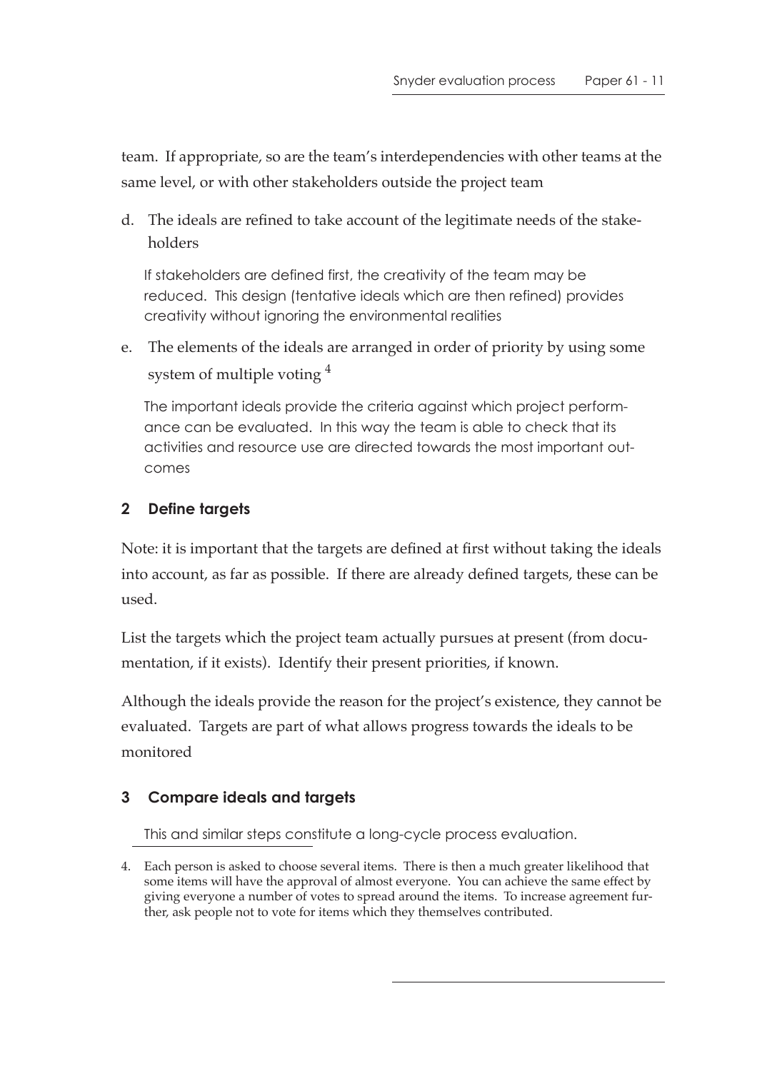team. If appropriate, so are the team's interdependencies with other teams at the same level, or with other stakeholders outside the project team

d. The ideals are refined to take account of the legitimate needs of the stakeholders

   If stakeholders are defined first, the creativity of the team may be reduced. This design (tentative ideals which are then refined) provides creativity without ignoring the environmental realities

e. The elements of the ideals are arranged in order of priority by using some system of multiple voting [4]

   The important ideals provide the criteria against which project performance can be evaluated. In this way the team is able to check that its activities and resource use are directed towards the most important outcomes

### 2 Define targets

Note: it is important that the targets are defined at first without taking the ideals into account, as far as possible. If there are already defined targets, these can be used.

List the targets which the project team actually pursues at present (from documentation, if it exists). Identify their present priorities, if known.

Although the ideals provide the reason for the project's existence, they cannot be evaluated. Targets are part of what allows progress towards the ideals to be monitored

### 3 Compare ideals and targets

This and similar steps constitute a long-cycle process evaluation.

---

4. Each person is asked to choose several items. There is then a much greater likelihood that some items will have the approval of almost everyone. You can achieve the same effect by giving everyone a number of votes to spread around the items. To increase agreement further, ask people not to vote for items which they themselves contributed.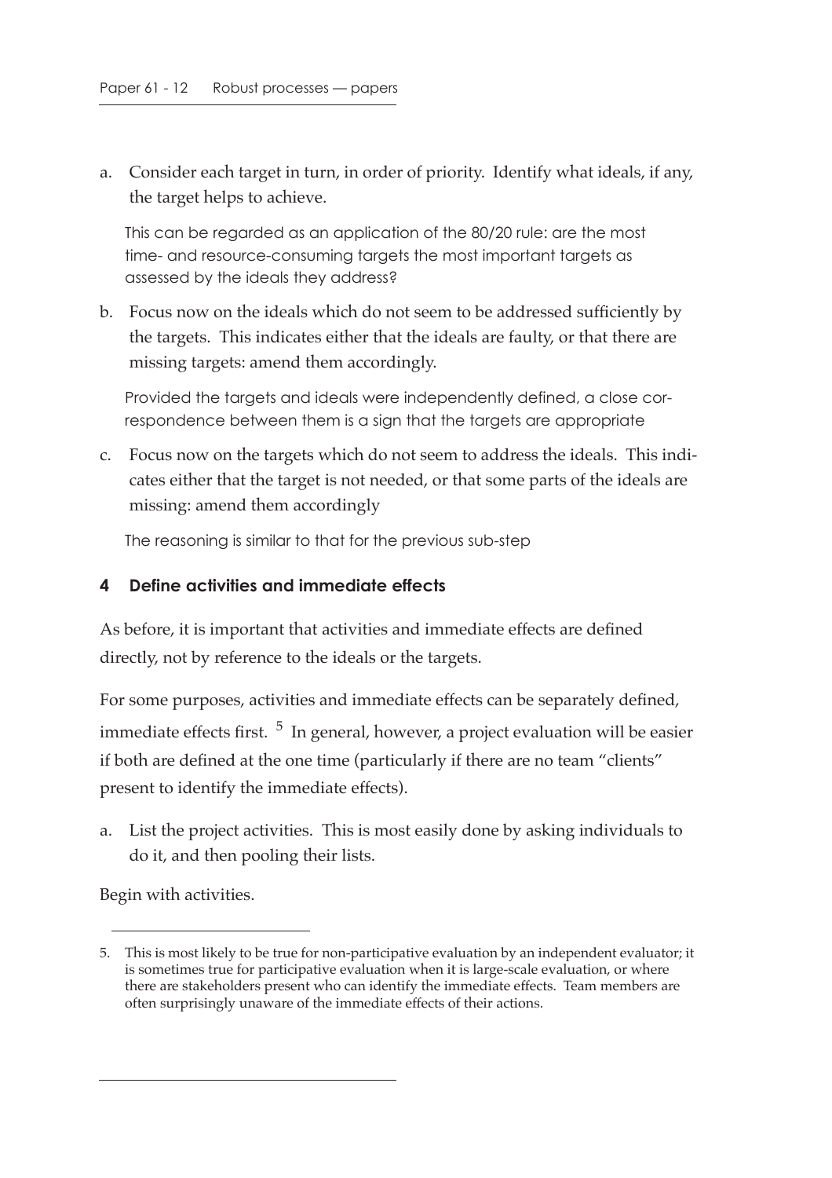a. Consider each target in turn, in order of priority. Identify what ideals, if any, the target helps to achieve.

   This can be regarded as an application of the 80/20 rule: are the most time- and resource-consuming targets the most important targets as assessed by the ideals they address?

b. Focus now on the ideals which do not seem to be addressed sufficiently by the targets. This indicates either that the ideals are faulty, or that there are missing targets: amend them accordingly.

   Provided the targets and ideals were independently defined, a close correspondence between them is a sign that the targets are appropriate

c. Focus now on the targets which do not seem to address the ideals. This indicates either that the target is not needed, or that some parts of the ideals are missing: amend them accordingly

   The reasoning is similar to that for the previous sub-step

## 4 Define activities and immediate effects

As before, it is important that activities and immediate effects are defined directly, not by reference to the ideals or the targets.

For some purposes, activities and immediate effects can be separately defined, immediate effects first. [5] In general, however, a project evaluation will be easier if both are defined at the one time (particularly if there are no team "clients" present to identify the immediate effects).

a. List the project activities. This is most easily done by asking individuals to do it, and then pooling their lists.

Begin with activities.

---

5. This is most likely to be true for non-participative evaluation by an independent evaluator; it is sometimes true for participative evaluation when it is large-scale evaluation, or where there are stakeholders present who can identify the immediate effects. Team members are often surprisingly unaware of the immediate effects of their actions.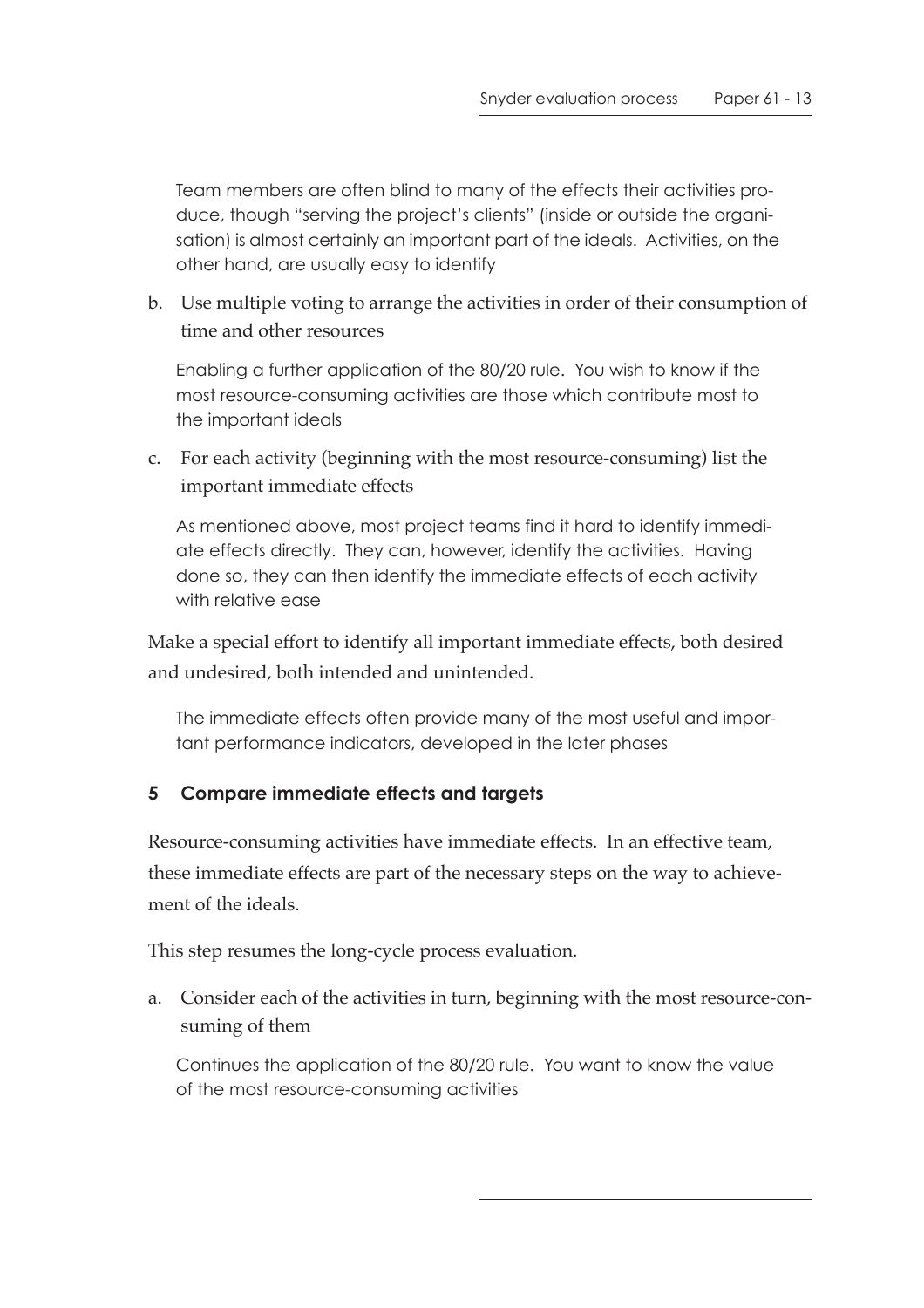Team members are often blind to many of the effects their activities produce, though "serving the project's clients" (inside or outside the organisation) is almost certainly an important part of the ideals. Activities, on the other hand, are usually easy to identify

b. Use multiple voting to arrange the activities in order of their consumption of time and other resources

   Enabling a further application of the 80/20 rule. You wish to know if the most resource-consuming activities are those which contribute most to the important ideals

c. For each activity (beginning with the most resource-consuming) list the important immediate effects

   As mentioned above, most project teams find it hard to identify immediate effects directly. They can, however, identify the activities. Having done so, they can then identify the immediate effects of each activity with relative ease

Make a special effort to identify all important immediate effects, both desired and undesired, both intended and unintended.

   The immediate effects often provide many of the most useful and important performance indicators, developed in the later phases

### 5 Compare immediate effects and targets

Resource-consuming activities have immediate effects. In an effective team, these immediate effects are part of the necessary steps on the way to achievement of the ideals.

This step resumes the long-cycle process evaluation.

a. Consider each of the activities in turn, beginning with the most resource-consuming of them

   Continues the application of the 80/20 rule. You want to know the value of the most resource-consuming activities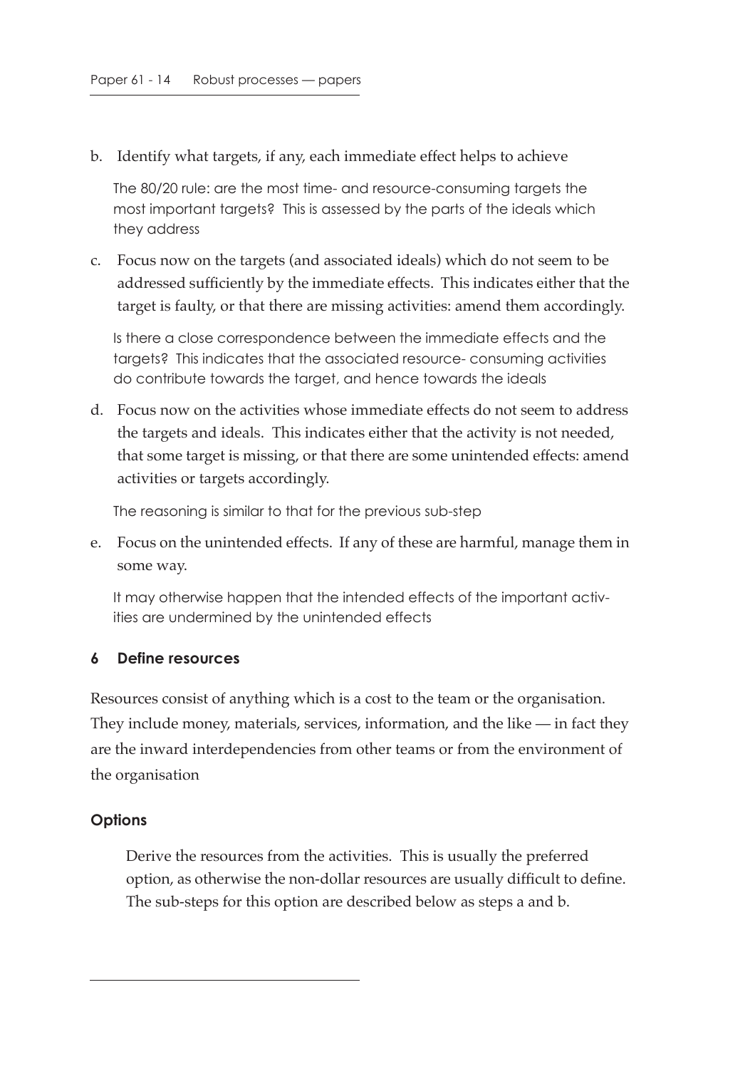b. Identify what targets, if any, each immediate effect helps to achieve

   The 80/20 rule: are the most time- and resource-consuming targets the most important targets? This is assessed by the parts of the ideals which they address

c. Focus now on the targets (and associated ideals) which do not seem to be addressed sufficiently by the immediate effects. This indicates either that the target is faulty, or that there are missing activities: amend them accordingly.

   Is there a close correspondence between the immediate effects and the targets? This indicates that the associated resource- consuming activities do contribute towards the target, and hence towards the ideals

d. Focus now on the activities whose immediate effects do not seem to address the targets and ideals. This indicates either that the activity is not needed, that some target is missing, or that there are some unintended effects: amend activities or targets accordingly.

   The reasoning is similar to that for the previous sub-step

e. Focus on the unintended effects. If any of these are harmful, manage them in some way.

   It may otherwise happen that the intended effects of the important activities are undermined by the unintended effects

## 6 Define resources

Resources consist of anything which is a cost to the team or the organisation. They include money, materials, services, information, and the like — in fact they are the inward interdependencies from other teams or from the environment of the organisation

### Options

Derive the resources from the activities. This is usually the preferred option, as otherwise the non-dollar resources are usually difficult to define. The sub-steps for this option are described below as steps a and b.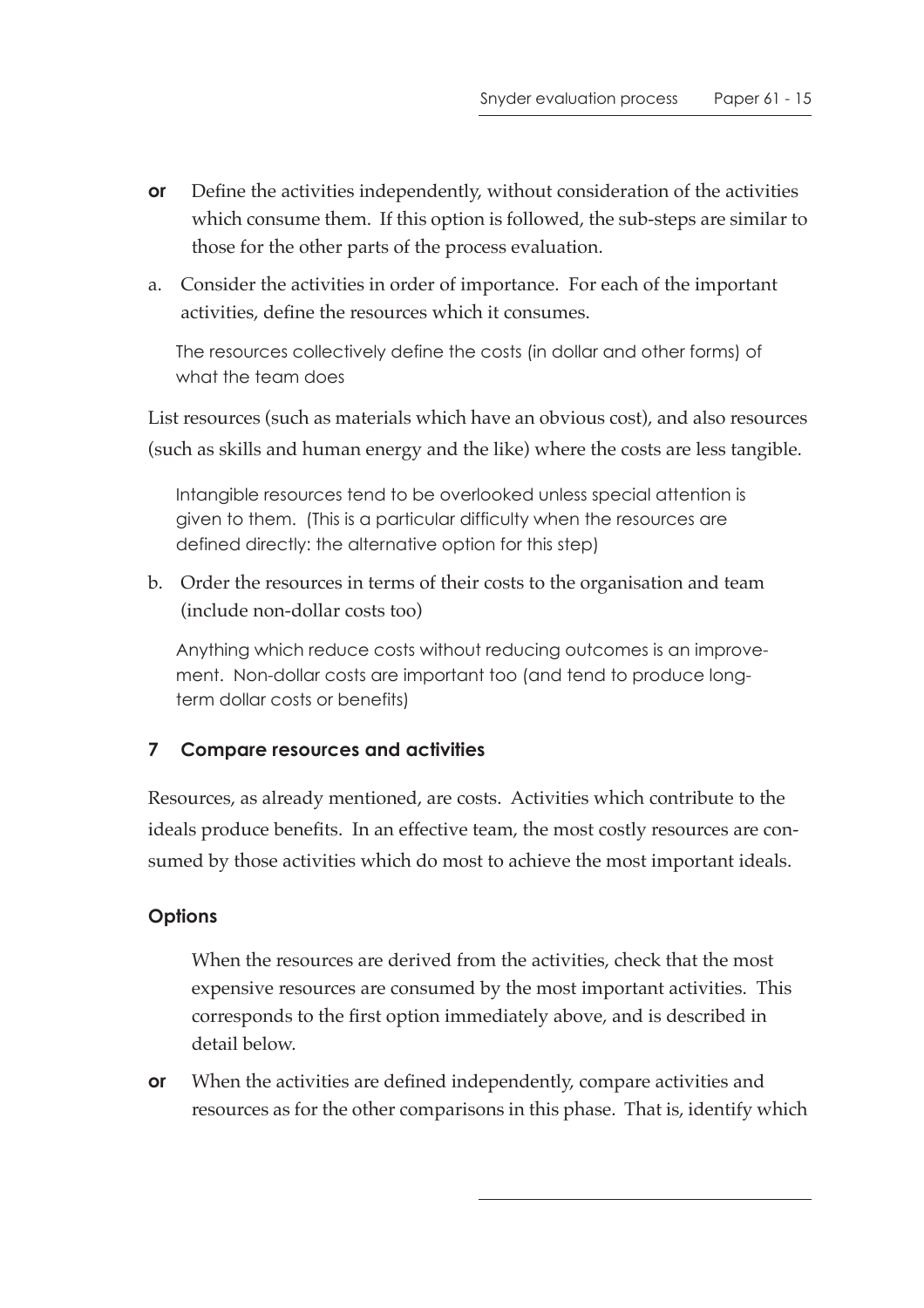**or** Define the activities independently, without consideration of the activities which consume them. If this option is followed, the sub-steps are similar to those for the other parts of the process evaluation.

a. Consider the activities in order of importance. For each of the important activities, define the resources which it consumes.

   The resources collectively define the costs (in dollar and other forms) of what the team does

List resources (such as materials which have an obvious cost), and also resources (such as skills and human energy and the like) where the costs are less tangible.

   Intangible resources tend to be overlooked unless special attention is given to them. (This is a particular difficulty when the resources are defined directly: the alternative option for this step)

b. Order the resources in terms of their costs to the organisation and team (include non-dollar costs too)

   Anything which reduce costs without reducing outcomes is an improvement. Non-dollar costs are important too (and tend to produce long-term dollar costs or benefits)

### 7 Compare resources and activities

Resources, as already mentioned, are costs. Activities which contribute to the ideals produce benefits. In an effective team, the most costly resources are consumed by those activities which do most to achieve the most important ideals.

#### Options

When the resources are derived from the activities, check that the most expensive resources are consumed by the most important activities. This corresponds to the first option immediately above, and is described in detail below.

**or** When the activities are defined independently, compare activities and resources as for the other comparisons in this phase. That is, identify which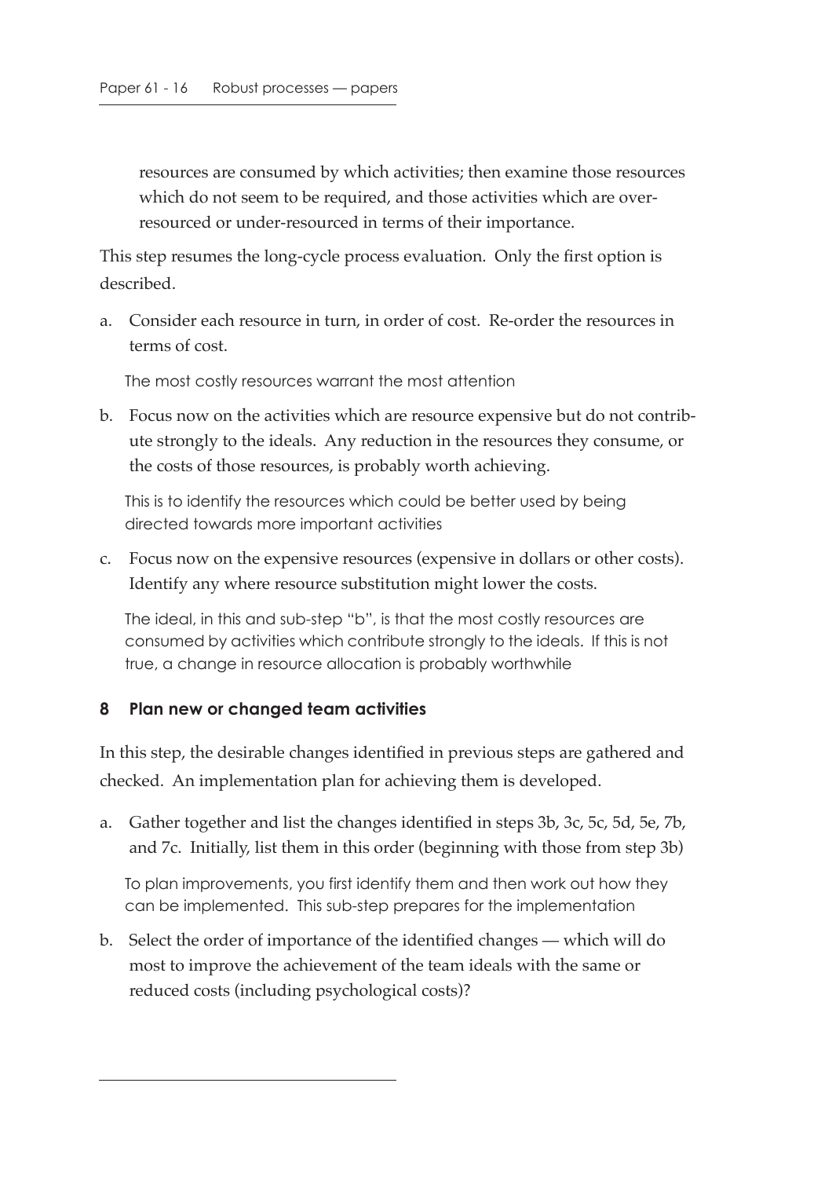resources are consumed by which activities; then examine those resources which do not seem to be required, and those activities which are over-resourced or under-resourced in terms of their importance.

This step resumes the long-cycle process evaluation. Only the first option is described.

a. Consider each resource in turn, in order of cost. Re-order the resources in terms of cost.

   The most costly resources warrant the most attention

b. Focus now on the activities which are resource expensive but do not contribute strongly to the ideals. Any reduction in the resources they consume, or the costs of those resources, is probably worth achieving.

   This is to identify the resources which could be better used by being directed towards more important activities

c. Focus now on the expensive resources (expensive in dollars or other costs). Identify any where resource substitution might lower the costs.

   The ideal, in this and sub-step "b", is that the most costly resources are consumed by activities which contribute strongly to the ideals. If this is not true, a change in resource allocation is probably worthwhile

### 8 Plan new or changed team activities

In this step, the desirable changes identified in previous steps are gathered and checked. An implementation plan for achieving them is developed.

a. Gather together and list the changes identified in steps 3b, 3c, 5c, 5d, 5e, 7b, and 7c. Initially, list them in this order (beginning with those from step 3b)

   To plan improvements, you first identify them and then work out how they can be implemented. This sub-step prepares for the implementation

b. Select the order of importance of the identified changes — which will do most to improve the achievement of the team ideals with the same or reduced costs (including psychological costs)?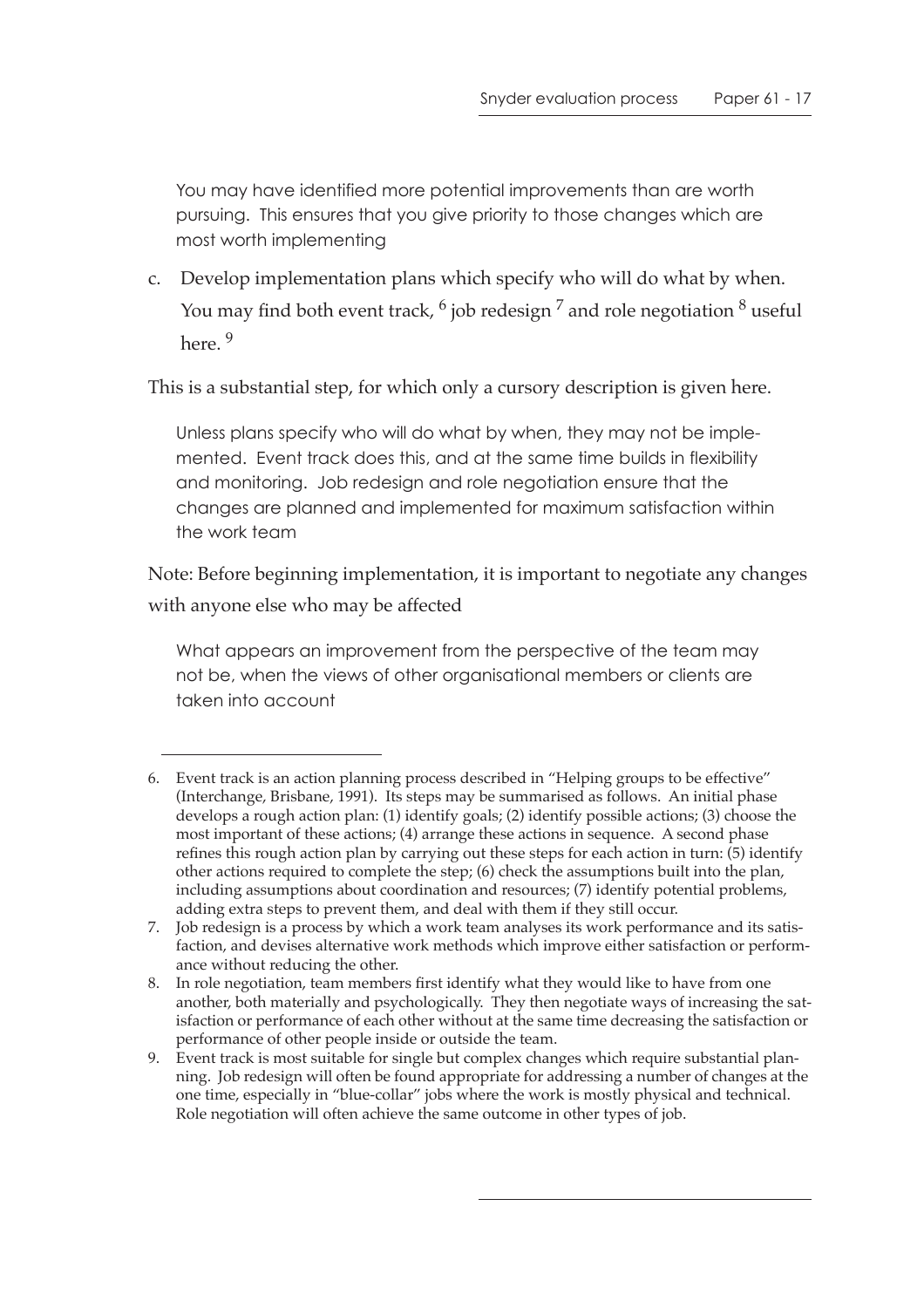You may have identified more potential improvements than are worth pursuing. This ensures that you give priority to those changes which are most worth implementing

c. Develop implementation plans which specify who will do what by when. You may find both event track, [6] job redesign [7] and role negotiation [8] useful here. [9]

This is a substantial step, for which only a cursory description is given here.

Unless plans specify who will do what by when, they may not be implemented. Event track does this, and at the same time builds in flexibility and monitoring. Job redesign and role negotiation ensure that the changes are planned and implemented for maximum satisfaction within the work team

Note: Before beginning implementation, it is important to negotiate any changes with anyone else who may be affected

What appears an improvement from the perspective of the team may not be, when the views of other organisational members or clients are taken into account

---

6. Event track is an action planning process described in "Helping groups to be effective" (Interchange, Brisbane, 1991). Its steps may be summarised as follows. An initial phase develops a rough action plan: (1) identify goals; (2) identify possible actions; (3) choose the most important of these actions; (4) arrange these actions in sequence. A second phase refines this rough action plan by carrying out these steps for each action in turn: (5) identify other actions required to complete the step; (6) check the assumptions built into the plan, including assumptions about coordination and resources; (7) identify potential problems, adding extra steps to prevent them, and deal with them if they still occur.
7. Job redesign is a process by which a work team analyses its work performance and its satisfaction, and devises alternative work methods which improve either satisfaction or performance without reducing the other.
8. In role negotiation, team members first identify what they would like to have from one another, both materially and psychologically. They then negotiate ways of increasing the satisfaction or performance of each other without at the same time decreasing the satisfaction or performance of other people inside or outside the team.
9. Event track is most suitable for single but complex changes which require substantial planning. Job redesign will often be found appropriate for addressing a number of changes at the one time, especially in "blue-collar" jobs where the work is mostly physical and technical. Role negotiation will often achieve the same outcome in other types of job.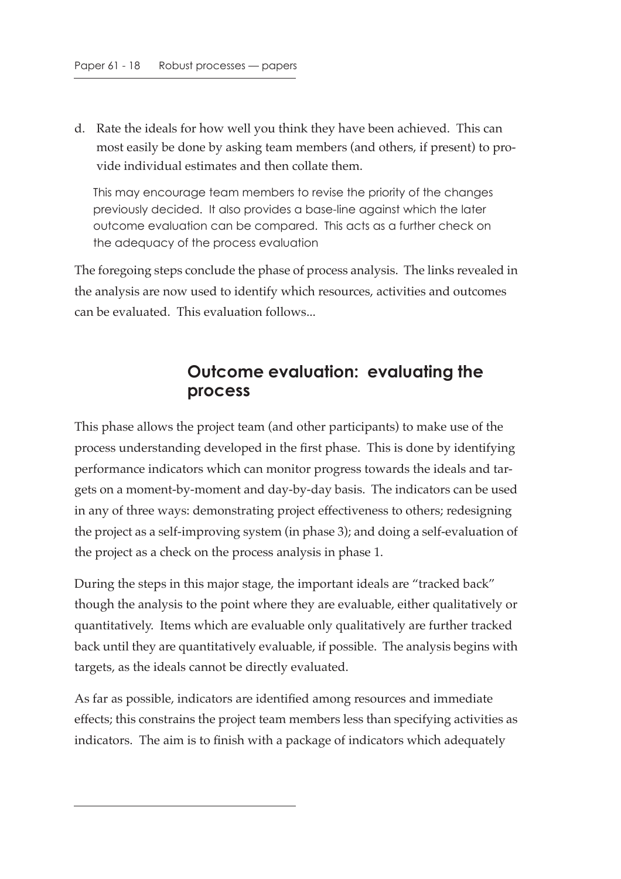d. Rate the ideals for how well you think they have been achieved. This can most easily be done by asking team members (and others, if present) to provide individual estimates and then collate them.

   This may encourage team members to revise the priority of the changes previously decided. It also provides a base-line against which the later outcome evaluation can be compared. This acts as a further check on the adequacy of the process evaluation

The foregoing steps conclude the phase of process analysis. The links revealed in the analysis are now used to identify which resources, activities and outcomes can be evaluated. This evaluation follows...

## Outcome evaluation: evaluating the process

This phase allows the project team (and other participants) to make use of the process understanding developed in the first phase. This is done by identifying performance indicators which can monitor progress towards the ideals and targets on a moment-by-moment and day-by-day basis. The indicators can be used in any of three ways: demonstrating project effectiveness to others; redesigning the project as a self-improving system (in phase 3); and doing a self-evaluation of the project as a check on the process analysis in phase 1.

During the steps in this major stage, the important ideals are "tracked back" though the analysis to the point where they are evaluable, either qualitatively or quantitatively. Items which are evaluable only qualitatively are further tracked back until they are quantitatively evaluable, if possible. The analysis begins with targets, as the ideals cannot be directly evaluated.

As far as possible, indicators are identified among resources and immediate effects; this constrains the project team members less than specifying activities as indicators. The aim is to finish with a package of indicators which adequately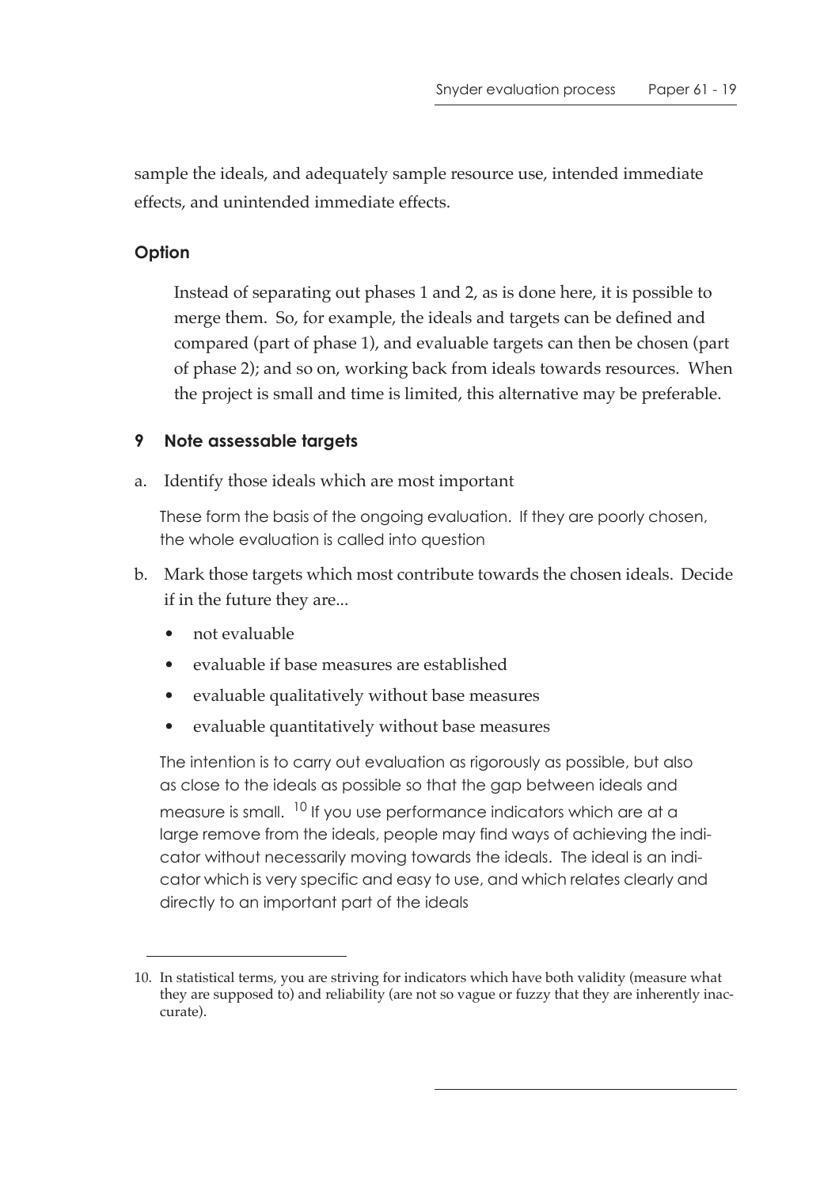sample the ideals, and adequately sample resource use, intended immediate effects, and unintended immediate effects.

### Option

Instead of separating out phases 1 and 2, as is done here, it is possible to merge them. So, for example, the ideals and targets can be defined and compared (part of phase 1), and evaluable targets can then be chosen (part of phase 2); and so on, working back from ideals towards resources. When the project is small and time is limited, this alternative may be preferable.

### 9 Note assessable targets

a. Identify those ideals which are most important

These form the basis of the ongoing evaluation. If they are poorly chosen, the whole evaluation is called into question

b. Mark those targets which most contribute towards the chosen ideals. Decide if in the future they are...

- not evaluable
- evaluable if base measures are established
- evaluable qualitatively without base measures
- evaluable quantitatively without base measures

The intention is to carry out evaluation as rigorously as possible, but also as close to the ideals as possible so that the gap between ideals and measure is small. [10] If you use performance indicators which are at a large remove from the ideals, people may find ways of achieving the indicator without necessarily moving towards the ideals. The ideal is an indicator which is very specific and easy to use, and which relates clearly and directly to an important part of the ideals

---

10. In statistical terms, you are striving for indicators which have both validity (measure what they are supposed to) and reliability (are not so vague or fuzzy that they are inherently inaccurate).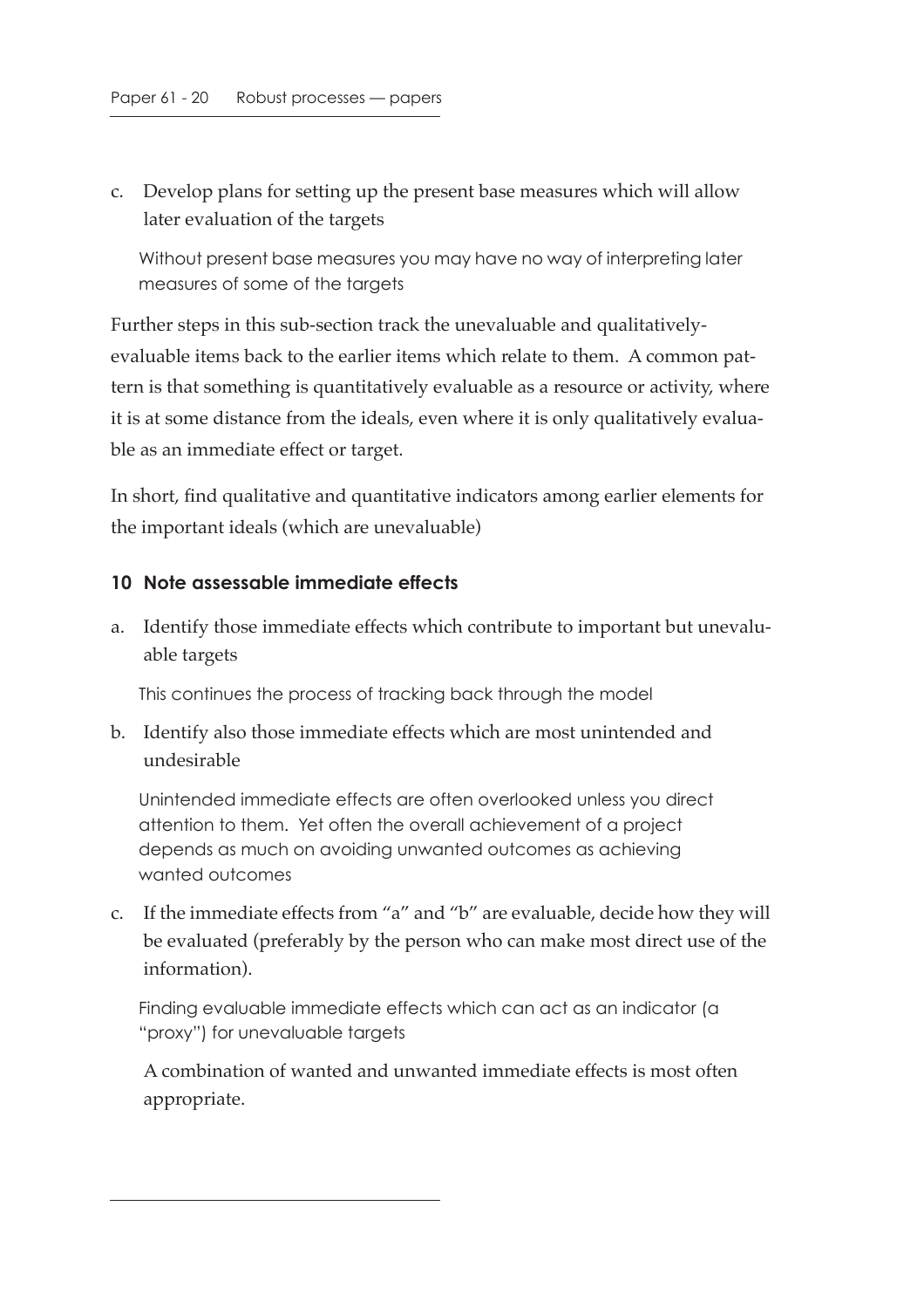c. Develop plans for setting up the present base measures which will allow later evaluation of the targets

   Without present base measures you may have no way of interpreting later measures of some of the targets

Further steps in this sub-section track the unevaluable and qualitatively-evaluable items back to the earlier items which relate to them. A common pattern is that something is quantitatively evaluable as a resource or activity, where it is at some distance from the ideals, even where it is only qualitatively evaluable as an immediate effect or target.

In short, find qualitative and quantitative indicators among earlier elements for the important ideals (which are unevaluable)

### 10 Note assessable immediate effects

a. Identify those immediate effects which contribute to important but unevaluable targets

   This continues the process of tracking back through the model

b. Identify also those immediate effects which are most unintended and undesirable

   Unintended immediate effects are often overlooked unless you direct attention to them. Yet often the overall achievement of a project depends as much on avoiding unwanted outcomes as achieving wanted outcomes

c. If the immediate effects from "a" and "b" are evaluable, decide how they will be evaluated (preferably by the person who can make most direct use of the information).

   Finding evaluable immediate effects which can act as an indicator (a "proxy") for unevaluable targets

   A combination of wanted and unwanted immediate effects is most often appropriate.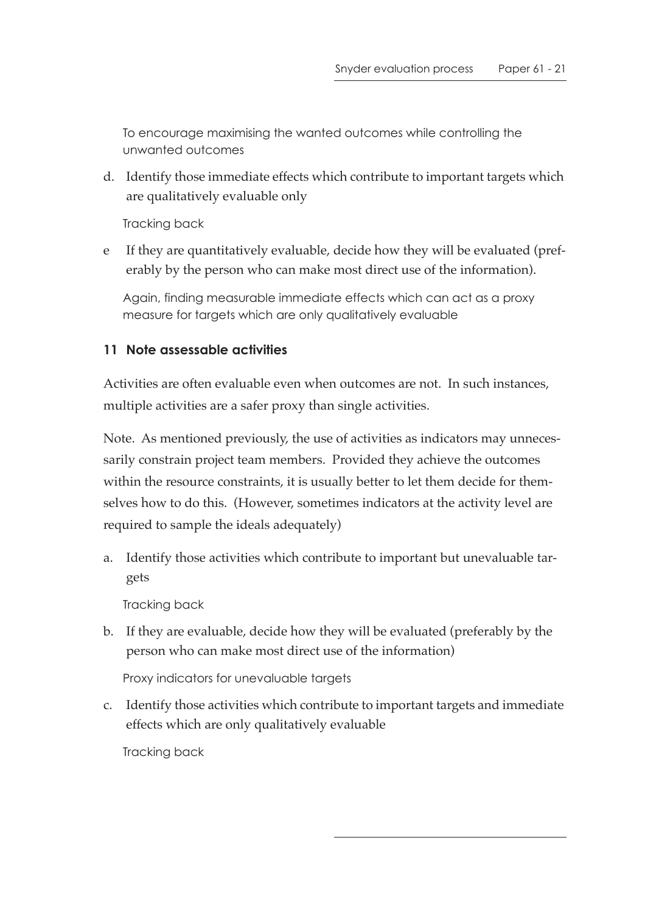To encourage maximising the wanted outcomes while controlling the unwanted outcomes

d. Identify those immediate effects which contribute to important targets which are qualitatively evaluable only

   Tracking back

e If they are quantitatively evaluable, decide how they will be evaluated (preferably by the person who can make most direct use of the information).

   Again, finding measurable immediate effects which can act as a proxy measure for targets which are only qualitatively evaluable

### 11 Note assessable activities

Activities are often evaluable even when outcomes are not. In such instances, multiple activities are a safer proxy than single activities.

Note. As mentioned previously, the use of activities as indicators may unnecessarily constrain project team members. Provided they achieve the outcomes within the resource constraints, it is usually better to let them decide for themselves how to do this. (However, sometimes indicators at the activity level are required to sample the ideals adequately)

a. Identify those activities which contribute to important but unevaluable targets

   Tracking back

b. If they are evaluable, decide how they will be evaluated (preferably by the person who can make most direct use of the information)

   Proxy indicators for unevaluable targets

c. Identify those activities which contribute to important targets and immediate effects which are only qualitatively evaluable

   Tracking back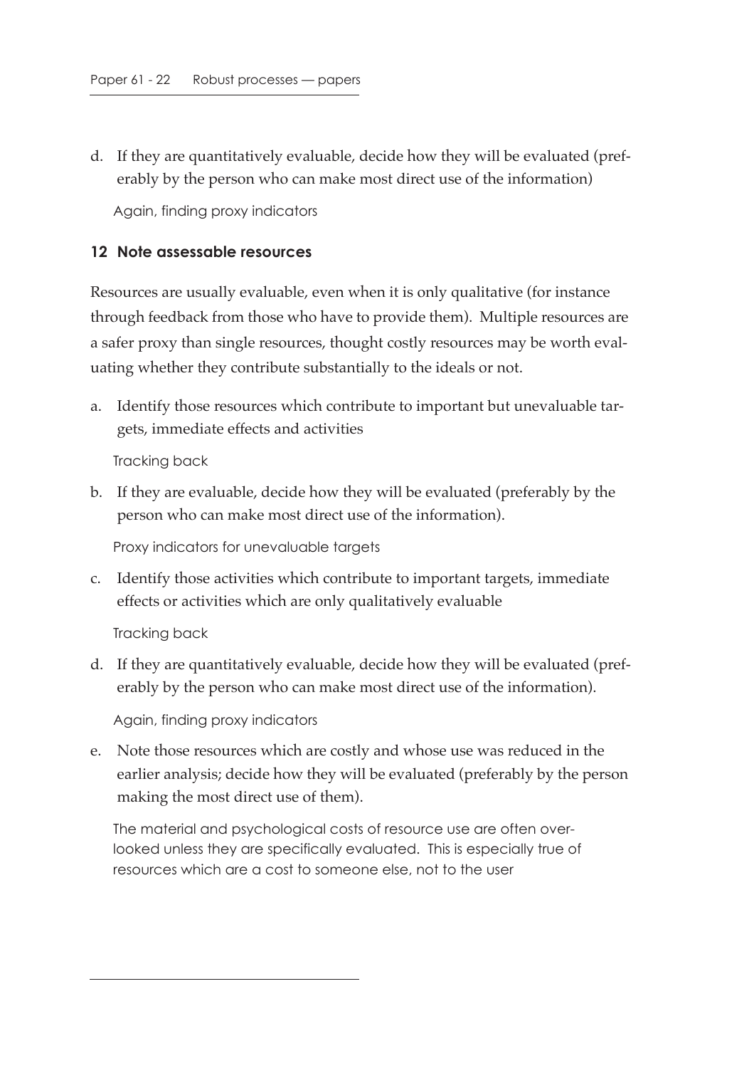d. If they are quantitatively evaluable, decide how they will be evaluated (preferably by the person who can make most direct use of the information)

   Again, finding proxy indicators

### 12 Note assessable resources

Resources are usually evaluable, even when it is only qualitative (for instance through feedback from those who have to provide them). Multiple resources are a safer proxy than single resources, thought costly resources may be worth evaluating whether they contribute substantially to the ideals or not.

a. Identify those resources which contribute to important but unevaluable targets, immediate effects and activities

   Tracking back

b. If they are evaluable, decide how they will be evaluated (preferably by the person who can make most direct use of the information).

   Proxy indicators for unevaluable targets

c. Identify those activities which contribute to important targets, immediate effects or activities which are only qualitatively evaluable

   Tracking back

d. If they are quantitatively evaluable, decide how they will be evaluated (preferably by the person who can make most direct use of the information).

   Again, finding proxy indicators

e. Note those resources which are costly and whose use was reduced in the earlier analysis; decide how they will be evaluated (preferably by the person making the most direct use of them).

   The material and psychological costs of resource use are often overlooked unless they are specifically evaluated. This is especially true of resources which are a cost to someone else, not to the user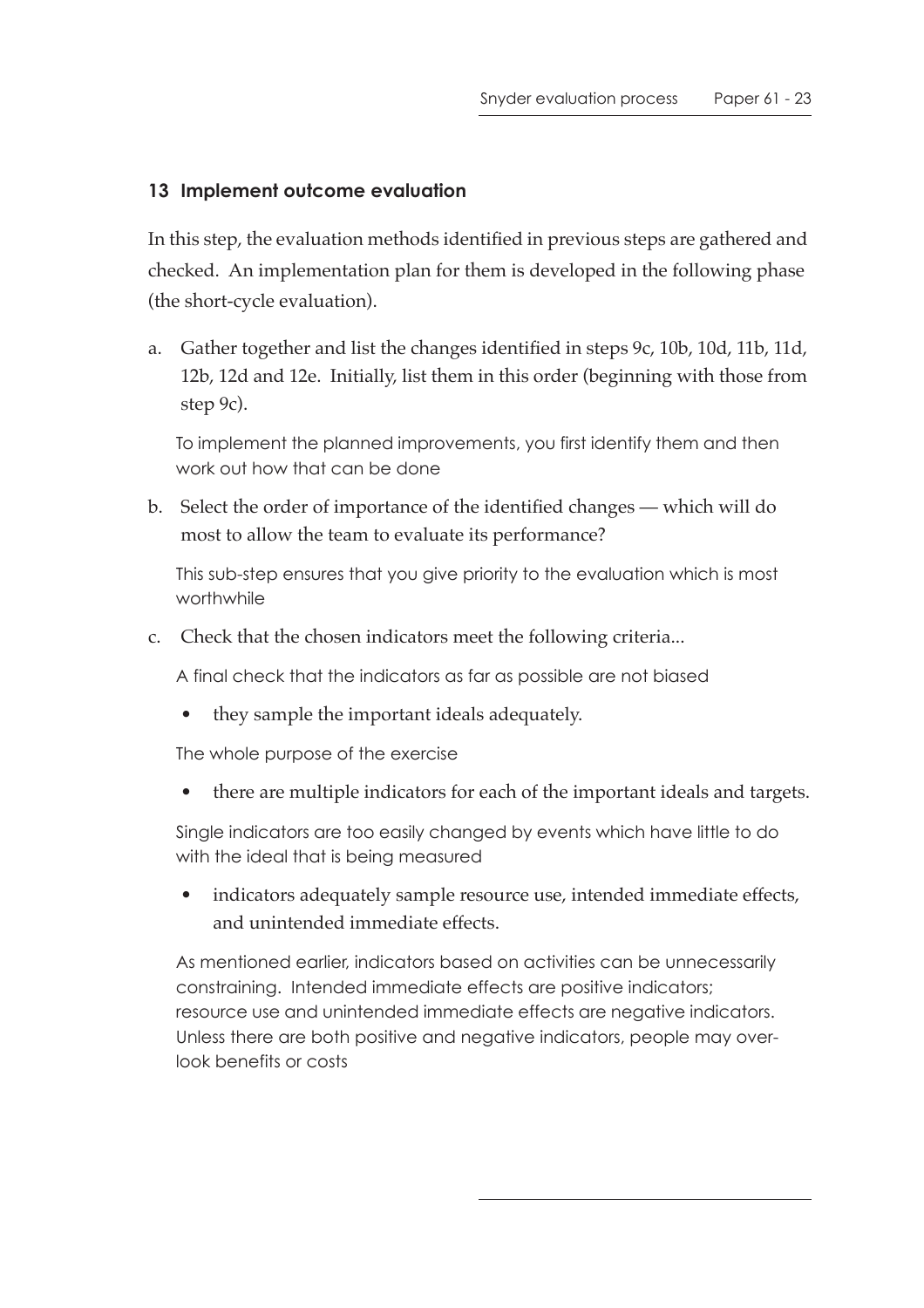### 13 Implement outcome evaluation

In this step, the evaluation methods identified in previous steps are gathered and checked. An implementation plan for them is developed in the following phase (the short-cycle evaluation).

a. Gather together and list the changes identified in steps 9c, 10b, 10d, 11b, 11d, 12b, 12d and 12e. Initially, list them in this order (beginning with those from step 9c).

   To implement the planned improvements, you first identify them and then work out how that can be done

b. Select the order of importance of the identified changes — which will do most to allow the team to evaluate its performance?

   This sub-step ensures that you give priority to the evaluation which is most worthwhile

c. Check that the chosen indicators meet the following criteria...

   A final check that the indicators as far as possible are not biased

   - they sample the important ideals adequately.

   The whole purpose of the exercise

   - there are multiple indicators for each of the important ideals and targets.

   Single indicators are too easily changed by events which have little to do with the ideal that is being measured

   - indicators adequately sample resource use, intended immediate effects, and unintended immediate effects.

   As mentioned earlier, indicators based on activities can be unnecessarily constraining. Intended immediate effects are positive indicators; resource use and unintended immediate effects are negative indicators. Unless there are both positive and negative indicators, people may overlook benefits or costs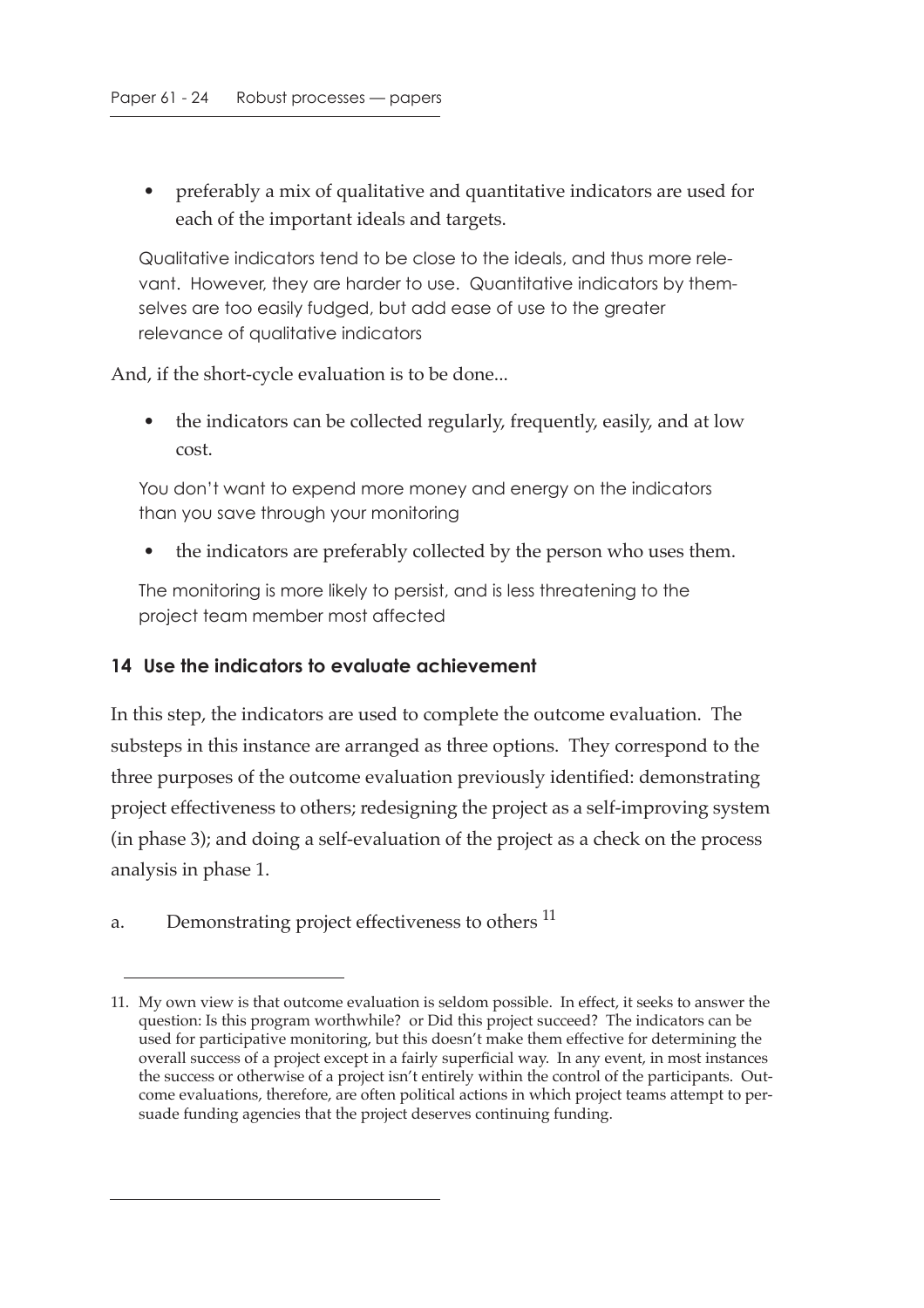- preferably a mix of qualitative and quantitative indicators are used for each of the important ideals and targets.

Qualitative indicators tend to be close to the ideals, and thus more relevant. However, they are harder to use. Quantitative indicators by themselves are too easily fudged, but add ease of use to the greater relevance of qualitative indicators

And, if the short-cycle evaluation is to be done...

- the indicators can be collected regularly, frequently, easily, and at low cost.

You don't want to expend more money and energy on the indicators than you save through your monitoring

- the indicators are preferably collected by the person who uses them.

The monitoring is more likely to persist, and is less threatening to the project team member most affected

### 14 Use the indicators to evaluate achievement

In this step, the indicators are used to complete the outcome evaluation. The substeps in this instance are arranged as three options. They correspond to the three purposes of the outcome evaluation previously identified: demonstrating project effectiveness to others; redesigning the project as a self-improving system (in phase 3); and doing a self-evaluation of the project as a check on the process analysis in phase 1.

a. Demonstrating project effectiveness to others [11]

---

11. My own view is that outcome evaluation is seldom possible. In effect, it seeks to answer the question: Is this program worthwhile? or Did this project succeed? The indicators can be used for participative monitoring, but this doesn't make them effective for determining the overall success of a project except in a fairly superficial way. In any event, in most instances the success or otherwise of a project isn't entirely within the control of the participants. Outcome evaluations, therefore, are often political actions in which project teams attempt to persuade funding agencies that the project deserves continuing funding.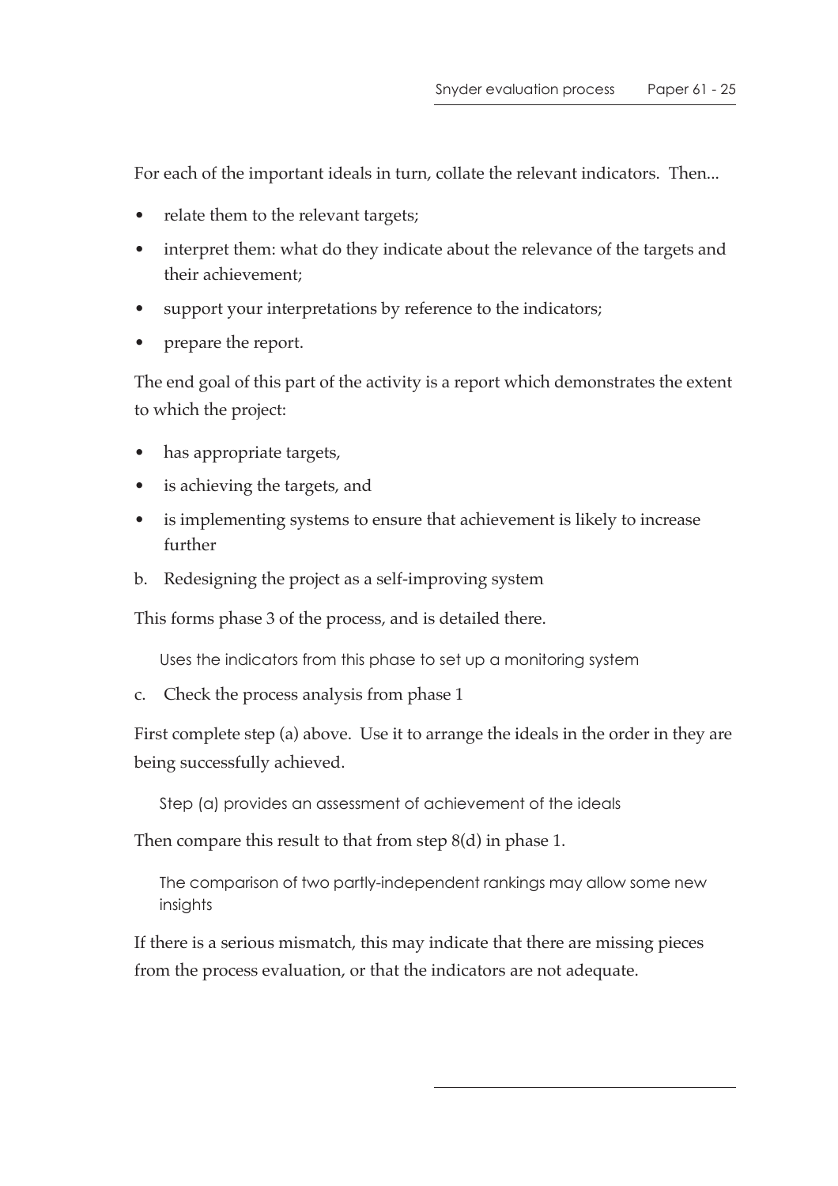For each of the important ideals in turn, collate the relevant indicators. Then...

- relate them to the relevant targets;
- interpret them: what do they indicate about the relevance of the targets and their achievement;
- support your interpretations by reference to the indicators;
- prepare the report.

The end goal of this part of the activity is a report which demonstrates the extent to which the project:

- has appropriate targets,
- is achieving the targets, and
- is implementing systems to ensure that achievement is likely to increase further

b. Redesigning the project as a self-improving system

This forms phase 3 of the process, and is detailed there.

> Uses the indicators from this phase to set up a monitoring system

c. Check the process analysis from phase 1

First complete step (a) above. Use it to arrange the ideals in the order in they are being successfully achieved.

> Step (a) provides an assessment of achievement of the ideals

Then compare this result to that from step 8(d) in phase 1.

> The comparison of two partly-independent rankings may allow some new insights

If there is a serious mismatch, this may indicate that there are missing pieces from the process evaluation, or that the indicators are not adequate.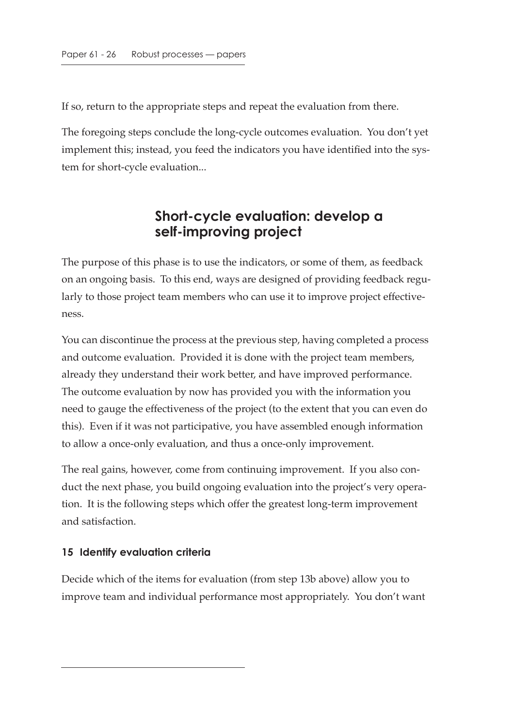If so, return to the appropriate steps and repeat the evaluation from there.

The foregoing steps conclude the long-cycle outcomes evaluation. You don't yet implement this; instead, you feed the indicators you have identified into the system for short-cycle evaluation...

## Short-cycle evaluation: develop a self-improving project

The purpose of this phase is to use the indicators, or some of them, as feedback on an ongoing basis. To this end, ways are designed of providing feedback regularly to those project team members who can use it to improve project effectiveness.

You can discontinue the process at the previous step, having completed a process and outcome evaluation. Provided it is done with the project team members, already they understand their work better, and have improved performance. The outcome evaluation by now has provided you with the information you need to gauge the effectiveness of the project (to the extent that you can even do this). Even if it was not participative, you have assembled enough information to allow a once-only evaluation, and thus a once-only improvement.

The real gains, however, come from continuing improvement. If you also conduct the next phase, you build ongoing evaluation into the project's very operation. It is the following steps which offer the greatest long-term improvement and satisfaction.

#### 15 Identify evaluation criteria

Decide which of the items for evaluation (from step 13b above) allow you to improve team and individual performance most appropriately. You don't want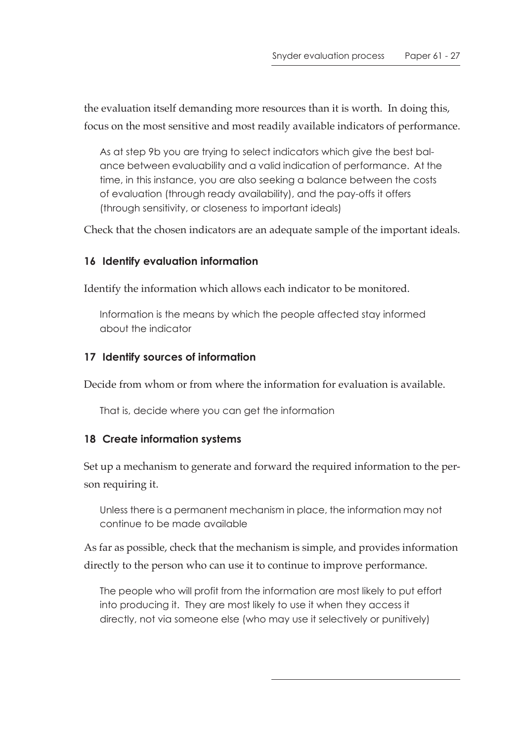the evaluation itself demanding more resources than it is worth. In doing this, focus on the most sensitive and most readily available indicators of performance.

> As at step 9b you are trying to select indicators which give the best balance between evaluability and a valid indication of performance. At the time, in this instance, you are also seeking a balance between the costs of evaluation (through ready availability), and the pay-offs it offers (through sensitivity, or closeness to important ideals)

Check that the chosen indicators are an adequate sample of the important ideals.

### 16 Identify evaluation information

Identify the information which allows each indicator to be monitored.

> Information is the means by which the people affected stay informed about the indicator

### 17 Identify sources of information

Decide from whom or from where the information for evaluation is available.

> That is, decide where you can get the information

### 18 Create information systems

Set up a mechanism to generate and forward the required information to the person requiring it.

> Unless there is a permanent mechanism in place, the information may not continue to be made available

As far as possible, check that the mechanism is simple, and provides information directly to the person who can use it to continue to improve performance.

> The people who will profit from the information are most likely to put effort into producing it. They are most likely to use it when they access it directly, not via someone else (who may use it selectively or punitively)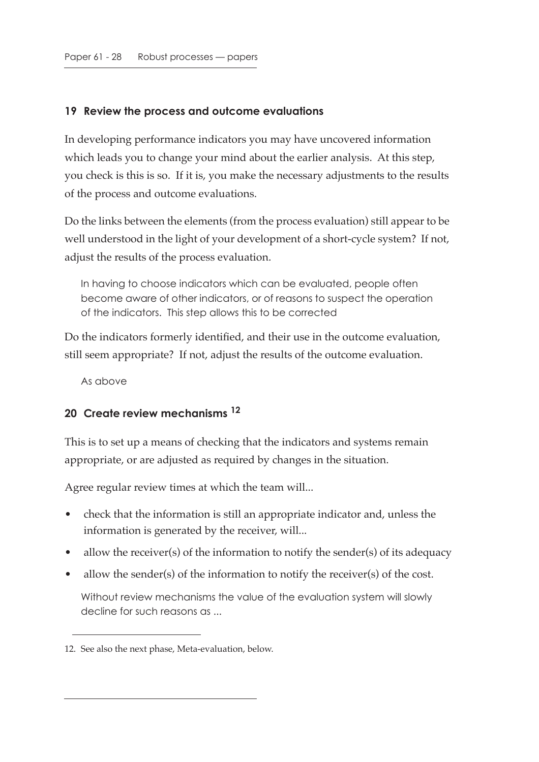## 19 Review the process and outcome evaluations

In developing performance indicators you may have uncovered information which leads you to change your mind about the earlier analysis. At this step, you check is this is so. If it is, you make the necessary adjustments to the results of the process and outcome evaluations.

Do the links between the elements (from the process evaluation) still appear to be well understood in the light of your development of a short-cycle system? If not, adjust the results of the process evaluation.

> In having to choose indicators which can be evaluated, people often become aware of other indicators, or of reasons to suspect the operation of the indicators. This step allows this to be corrected

Do the indicators formerly identified, and their use in the outcome evaluation, still seem appropriate? If not, adjust the results of the outcome evaluation.

> As above

## 20 Create review mechanisms [12]

This is to set up a means of checking that the indicators and systems remain appropriate, or are adjusted as required by changes in the situation.

Agree regular review times at which the team will...

- check that the information is still an appropriate indicator and, unless the information is generated by the receiver, will...
- allow the receiver(s) of the information to notify the sender(s) of its adequacy
- allow the sender(s) of the information to notify the receiver(s) of the cost.

> Without review mechanisms the value of the evaluation system will slowly decline for such reasons as ...

---

12. See also the next phase, Meta-evaluation, below.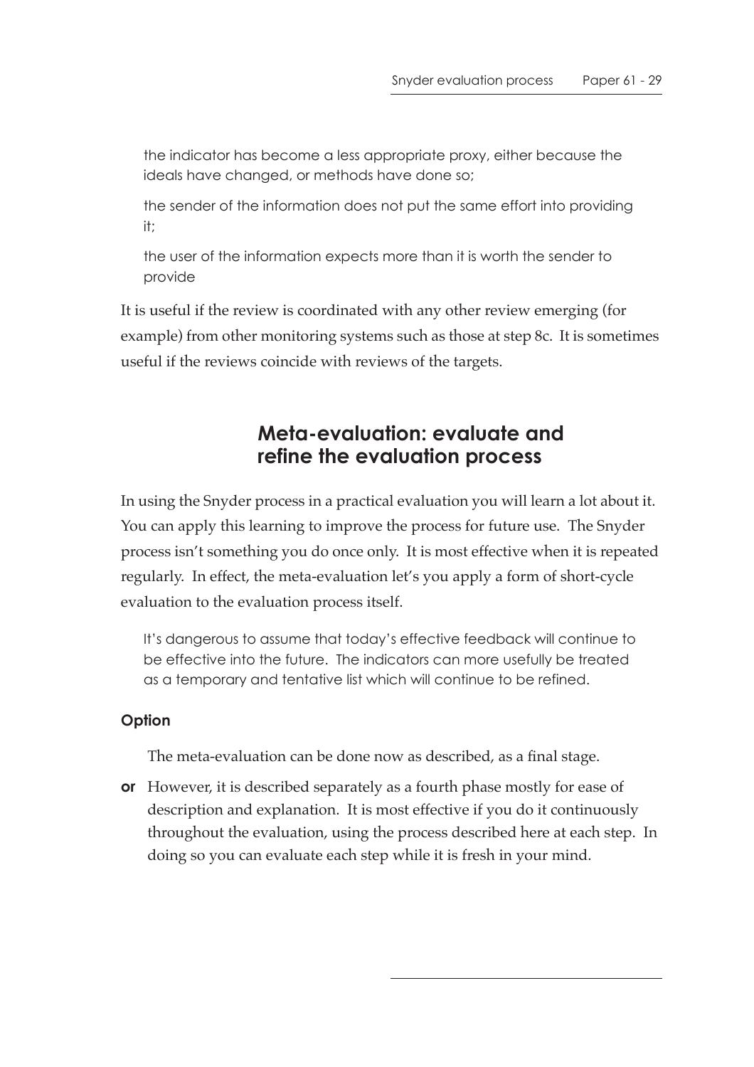the indicator has become a less appropriate proxy, either because the ideals have changed, or methods have done so;

the sender of the information does not put the same effort into providing it;

the user of the information expects more than it is worth the sender to provide

It is useful if the review is coordinated with any other review emerging (for example) from other monitoring systems such as those at step 8c. It is sometimes useful if the reviews coincide with reviews of the targets.

## Meta-evaluation: evaluate and refine the evaluation process

In using the Snyder process in a practical evaluation you will learn a lot about it. You can apply this learning to improve the process for future use. The Snyder process isn't something you do once only. It is most effective when it is repeated regularly. In effect, the meta-evaluation let's you apply a form of short-cycle evaluation to the evaluation process itself.

It's dangerous to assume that today's effective feedback will continue to be effective into the future. The indicators can more usefully be treated as a temporary and tentative list which will continue to be refined.

### Option

The meta-evaluation can be done now as described, as a final stage.

**or** However, it is described separately as a fourth phase mostly for ease of description and explanation. It is most effective if you do it continuously throughout the evaluation, using the process described here at each step. In doing so you can evaluate each step while it is fresh in your mind.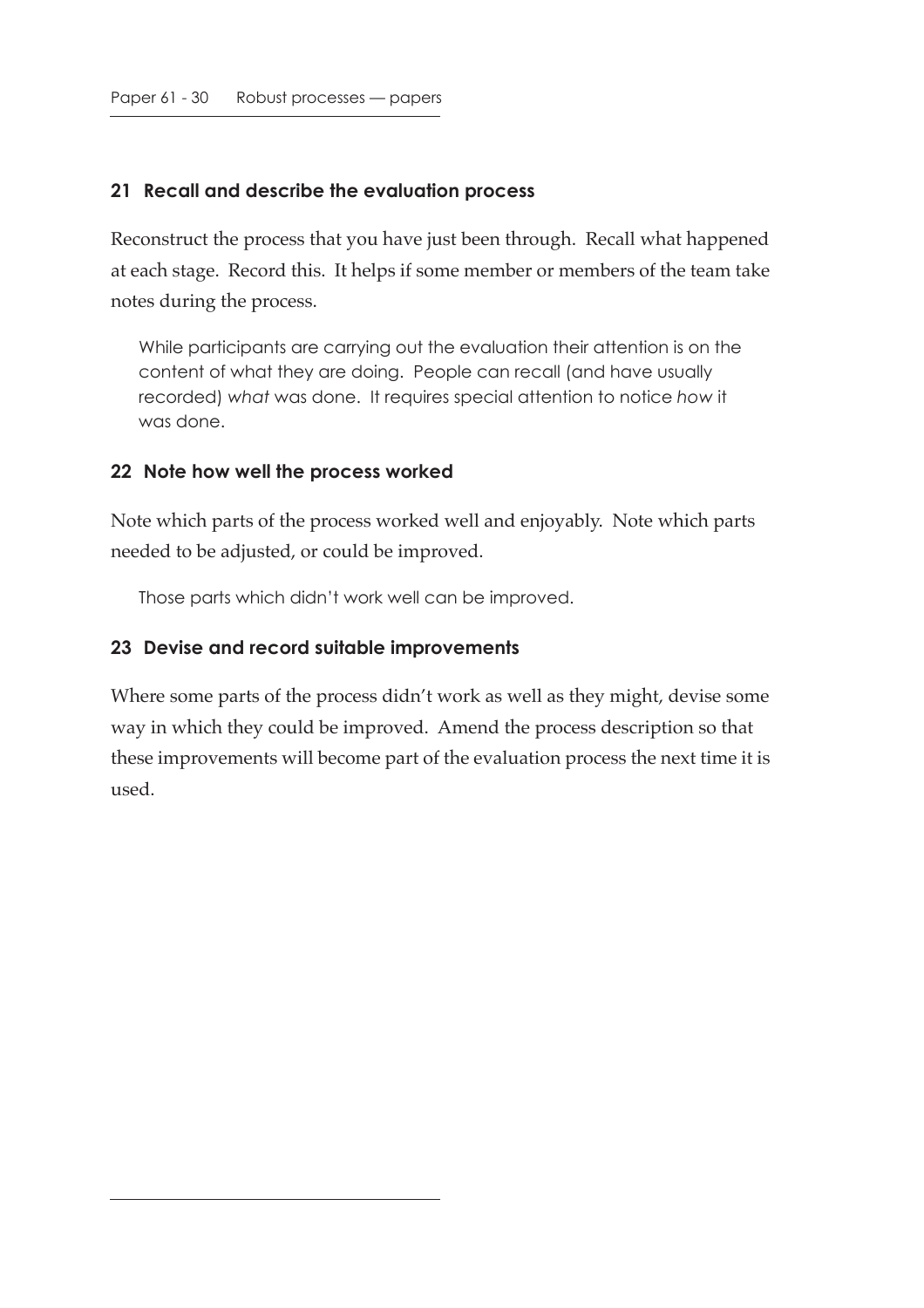### 21 Recall and describe the evaluation process

Reconstruct the process that you have just been through. Recall what happened at each stage. Record this. It helps if some member or members of the team take notes during the process.

> While participants are carrying out the evaluation their attention is on the content of what they are doing. People can recall (and have usually recorded) *what* was done. It requires special attention to notice *how* it was done.

### 22 Note how well the process worked

Note which parts of the process worked well and enjoyably. Note which parts needed to be adjusted, or could be improved.

> Those parts which didn't work well can be improved.

### 23 Devise and record suitable improvements

Where some parts of the process didn't work as well as they might, devise some way in which they could be improved. Amend the process description so that these improvements will become part of the evaluation process the next time it is used.